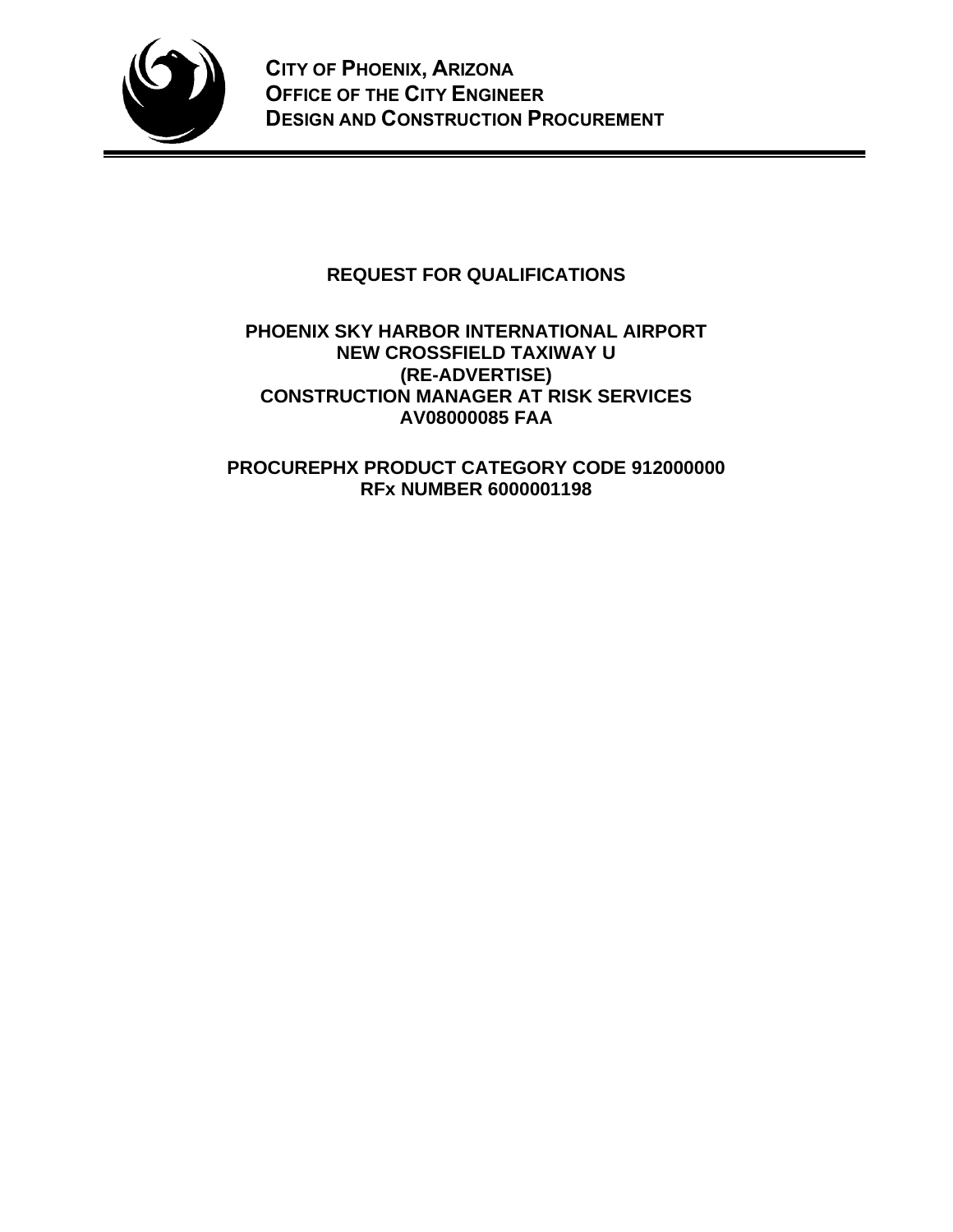**CITY OF PHOENIX, ARIZONA**
**OFFICE OF THE CITY ENGINEER**
**DESIGN AND CONSTRUCTION PROCUREMENT**

# REQUEST FOR QUALIFICATIONS

## PHOENIX SKY HARBOR INTERNATIONAL AIRPORT
## NEW CROSSFIELD TAXIWAY U
## (RE-ADVERTISE)
## CONSTRUCTION MANAGER AT RISK SERVICES
## AV08000085 FAA

## PROCUREPHX PRODUCT CATEGORY CODE 912000000
## RFx NUMBER 6000001198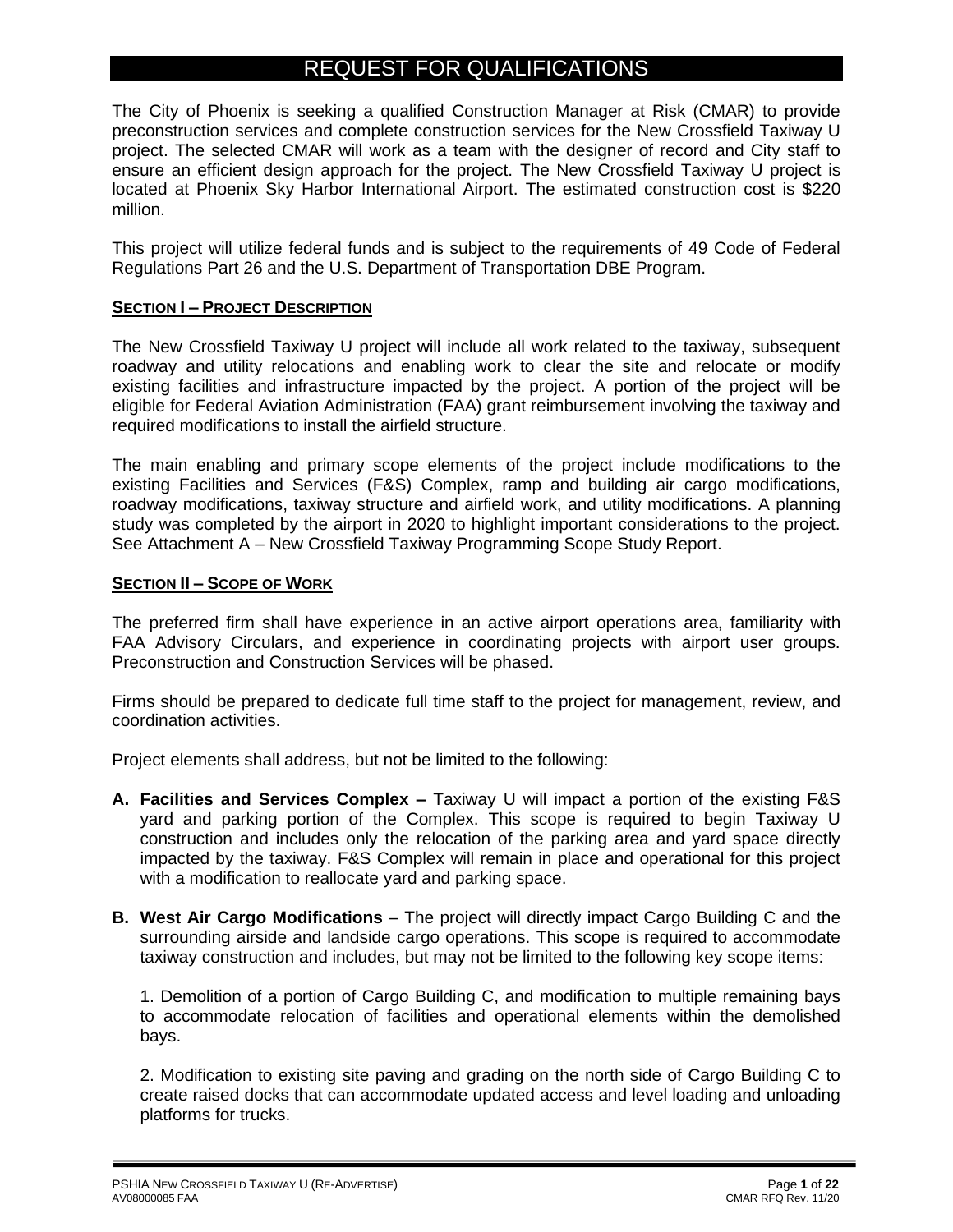# REQUEST FOR QUALIFICATIONS

The City of Phoenix is seeking a qualified Construction Manager at Risk (CMAR) to provide preconstruction services and complete construction services for the New Crossfield Taxiway U project. The selected CMAR will work as a team with the designer of record and City staff to ensure an efficient design approach for the project. The New Crossfield Taxiway U project is located at Phoenix Sky Harbor International Airport. The estimated construction cost is $220 million.

This project will utilize federal funds and is subject to the requirements of 49 Code of Federal Regulations Part 26 and the U.S. Department of Transportation DBE Program.

## SECTION I – PROJECT DESCRIPTION

The New Crossfield Taxiway U project will include all work related to the taxiway, subsequent roadway and utility relocations and enabling work to clear the site and relocate or modify existing facilities and infrastructure impacted by the project. A portion of the project will be eligible for Federal Aviation Administration (FAA) grant reimbursement involving the taxiway and required modifications to install the airfield structure.

The main enabling and primary scope elements of the project include modifications to the existing Facilities and Services (F&S) Complex, ramp and building air cargo modifications, roadway modifications, taxiway structure and airfield work, and utility modifications. A planning study was completed by the airport in 2020 to highlight important considerations to the project. See Attachment A – New Crossfield Taxiway Programming Scope Study Report.

## SECTION II – SCOPE OF WORK

The preferred firm shall have experience in an active airport operations area, familiarity with FAA Advisory Circulars, and experience in coordinating projects with airport user groups. Preconstruction and Construction Services will be phased.

Firms should be prepared to dedicate full time staff to the project for management, review, and coordination activities.

Project elements shall address, but not be limited to the following:

**A. Facilities and Services Complex –** Taxiway U will impact a portion of the existing F&S yard and parking portion of the Complex. This scope is required to begin Taxiway U construction and includes only the relocation of the parking area and yard space directly impacted by the taxiway. F&S Complex will remain in place and operational for this project with a modification to reallocate yard and parking space.

**B. West Air Cargo Modifications** – The project will directly impact Cargo Building C and the surrounding airside and landside cargo operations. This scope is required to accommodate taxiway construction and includes, but may not be limited to the following key scope items:

1. Demolition of a portion of Cargo Building C, and modification to multiple remaining bays to accommodate relocation of facilities and operational elements within the demolished bays.

2. Modification to existing site paving and grading on the north side of Cargo Building C to create raised docks that can accommodate updated access and level loading and unloading platforms for trucks.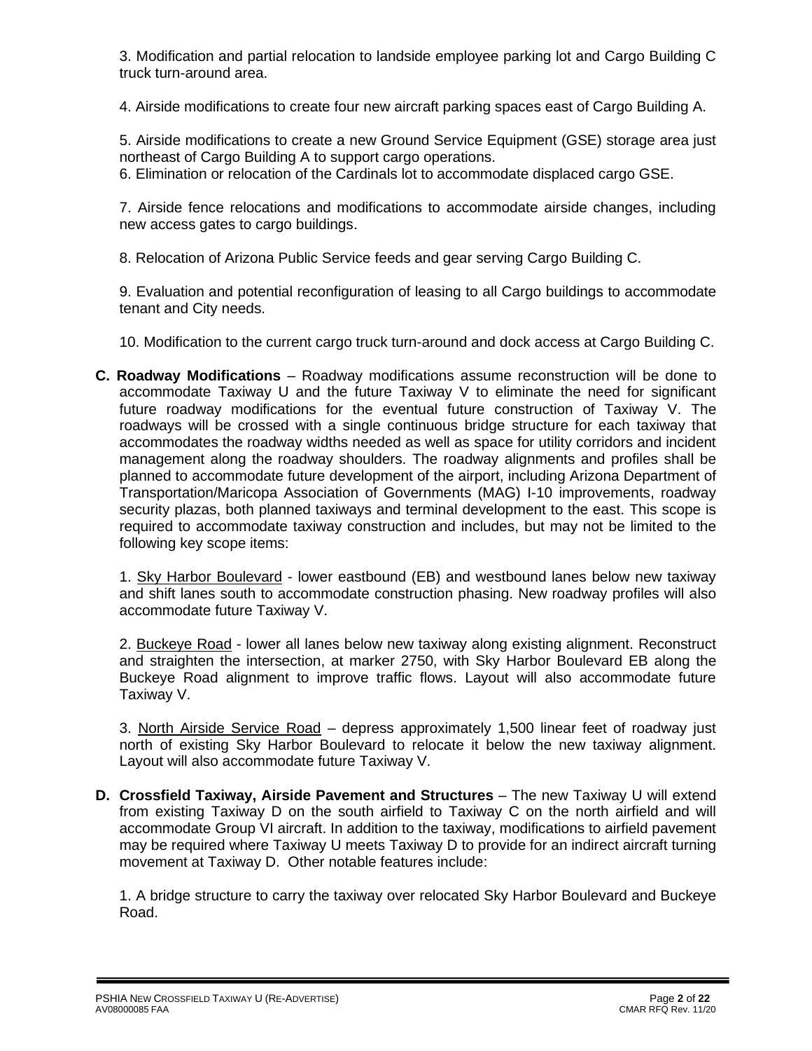3. Modification and partial relocation to landside employee parking lot and Cargo Building C truck turn-around area.

4. Airside modifications to create four new aircraft parking spaces east of Cargo Building A.

5. Airside modifications to create a new Ground Service Equipment (GSE) storage area just northeast of Cargo Building A to support cargo operations.

6. Elimination or relocation of the Cardinals lot to accommodate displaced cargo GSE.

7. Airside fence relocations and modifications to accommodate airside changes, including new access gates to cargo buildings.

8. Relocation of Arizona Public Service feeds and gear serving Cargo Building C.

9. Evaluation and potential reconfiguration of leasing to all Cargo buildings to accommodate tenant and City needs.

10. Modification to the current cargo truck turn-around and dock access at Cargo Building C.

**C. Roadway Modifications** – Roadway modifications assume reconstruction will be done to accommodate Taxiway U and the future Taxiway V to eliminate the need for significant future roadway modifications for the eventual future construction of Taxiway V. The roadways will be crossed with a single continuous bridge structure for each taxiway that accommodates the roadway widths needed as well as space for utility corridors and incident management along the roadway shoulders. The roadway alignments and profiles shall be planned to accommodate future development of the airport, including Arizona Department of Transportation/Maricopa Association of Governments (MAG) I-10 improvements, roadway security plazas, both planned taxiways and terminal development to the east. This scope is required to accommodate taxiway construction and includes, but may not be limited to the following key scope items:

1. Sky Harbor Boulevard - lower eastbound (EB) and westbound lanes below new taxiway and shift lanes south to accommodate construction phasing. New roadway profiles will also accommodate future Taxiway V.

2. Buckeye Road - lower all lanes below new taxiway along existing alignment. Reconstruct and straighten the intersection, at marker 2750, with Sky Harbor Boulevard EB along the Buckeye Road alignment to improve traffic flows. Layout will also accommodate future Taxiway V.

3. North Airside Service Road – depress approximately 1,500 linear feet of roadway just north of existing Sky Harbor Boulevard to relocate it below the new taxiway alignment. Layout will also accommodate future Taxiway V.

**D. Crossfield Taxiway, Airside Pavement and Structures** – The new Taxiway U will extend from existing Taxiway D on the south airfield to Taxiway C on the north airfield and will accommodate Group VI aircraft. In addition to the taxiway, modifications to airfield pavement may be required where Taxiway U meets Taxiway D to provide for an indirect aircraft turning movement at Taxiway D. Other notable features include:

1. A bridge structure to carry the taxiway over relocated Sky Harbor Boulevard and Buckeye Road.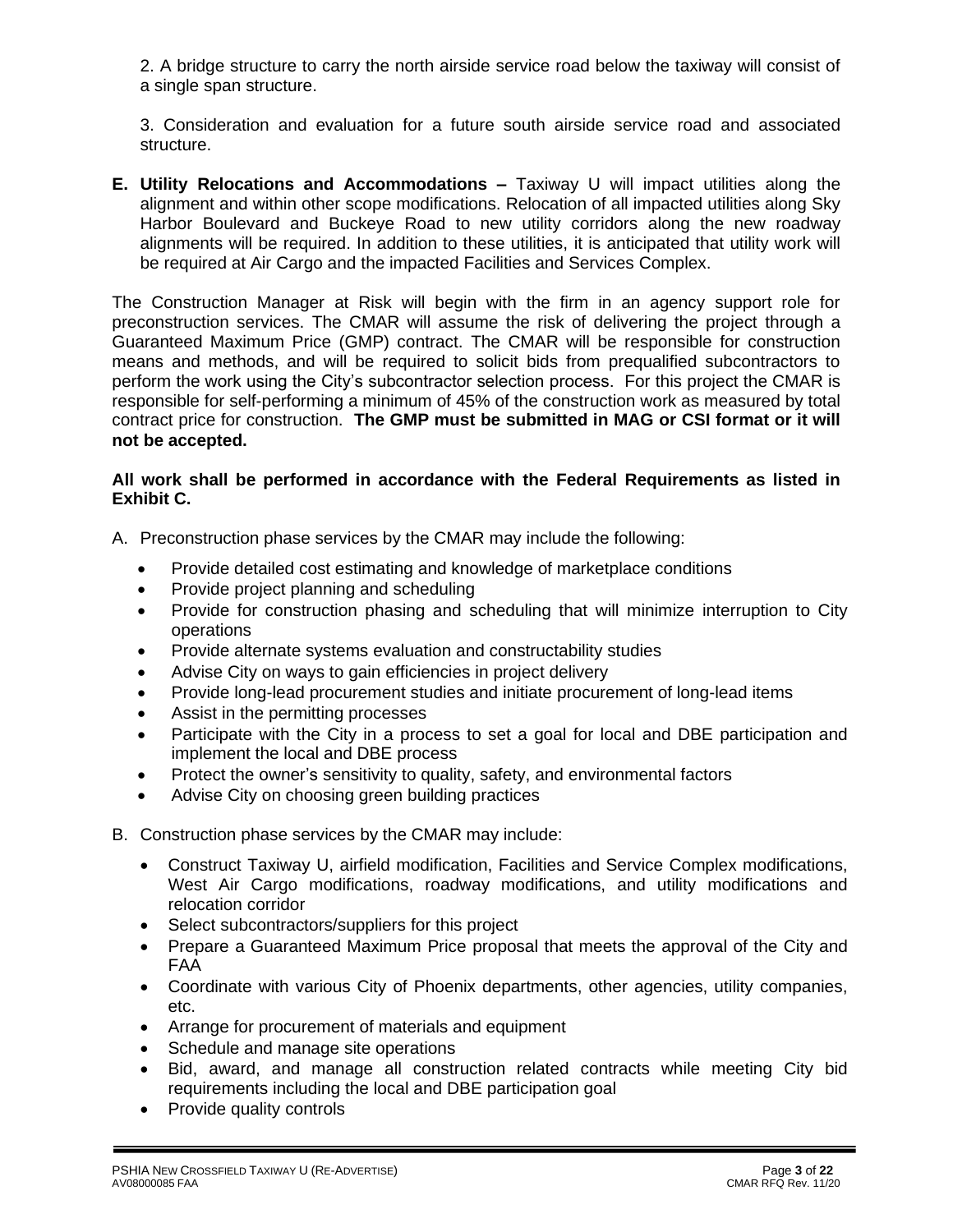2. A bridge structure to carry the north airside service road below the taxiway will consist of a single span structure.

3. Consideration and evaluation for a future south airside service road and associated structure.

**E. Utility Relocations and Accommodations –** Taxiway U will impact utilities along the alignment and within other scope modifications. Relocation of all impacted utilities along Sky Harbor Boulevard and Buckeye Road to new utility corridors along the new roadway alignments will be required. In addition to these utilities, it is anticipated that utility work will be required at Air Cargo and the impacted Facilities and Services Complex.

The Construction Manager at Risk will begin with the firm in an agency support role for preconstruction services. The CMAR will assume the risk of delivering the project through a Guaranteed Maximum Price (GMP) contract. The CMAR will be responsible for construction means and methods, and will be required to solicit bids from prequalified subcontractors to perform the work using the City's subcontractor selection process. For this project the CMAR is responsible for self-performing a minimum of 45% of the construction work as measured by total contract price for construction. **The GMP must be submitted in MAG or CSI format or it will not be accepted.**

**All work shall be performed in accordance with the Federal Requirements as listed in Exhibit C.**

A. Preconstruction phase services by the CMAR may include the following:

- Provide detailed cost estimating and knowledge of marketplace conditions
- Provide project planning and scheduling
- Provide for construction phasing and scheduling that will minimize interruption to City operations
- Provide alternate systems evaluation and constructability studies
- Advise City on ways to gain efficiencies in project delivery
- Provide long-lead procurement studies and initiate procurement of long-lead items
- Assist in the permitting processes
- Participate with the City in a process to set a goal for local and DBE participation and implement the local and DBE process
- Protect the owner's sensitivity to quality, safety, and environmental factors
- Advise City on choosing green building practices

B. Construction phase services by the CMAR may include:

- Construct Taxiway U, airfield modification, Facilities and Service Complex modifications, West Air Cargo modifications, roadway modifications, and utility modifications and relocation corridor
- Select subcontractors/suppliers for this project
- Prepare a Guaranteed Maximum Price proposal that meets the approval of the City and FAA
- Coordinate with various City of Phoenix departments, other agencies, utility companies, etc.
- Arrange for procurement of materials and equipment
- Schedule and manage site operations
- Bid, award, and manage all construction related contracts while meeting City bid requirements including the local and DBE participation goal
- Provide quality controls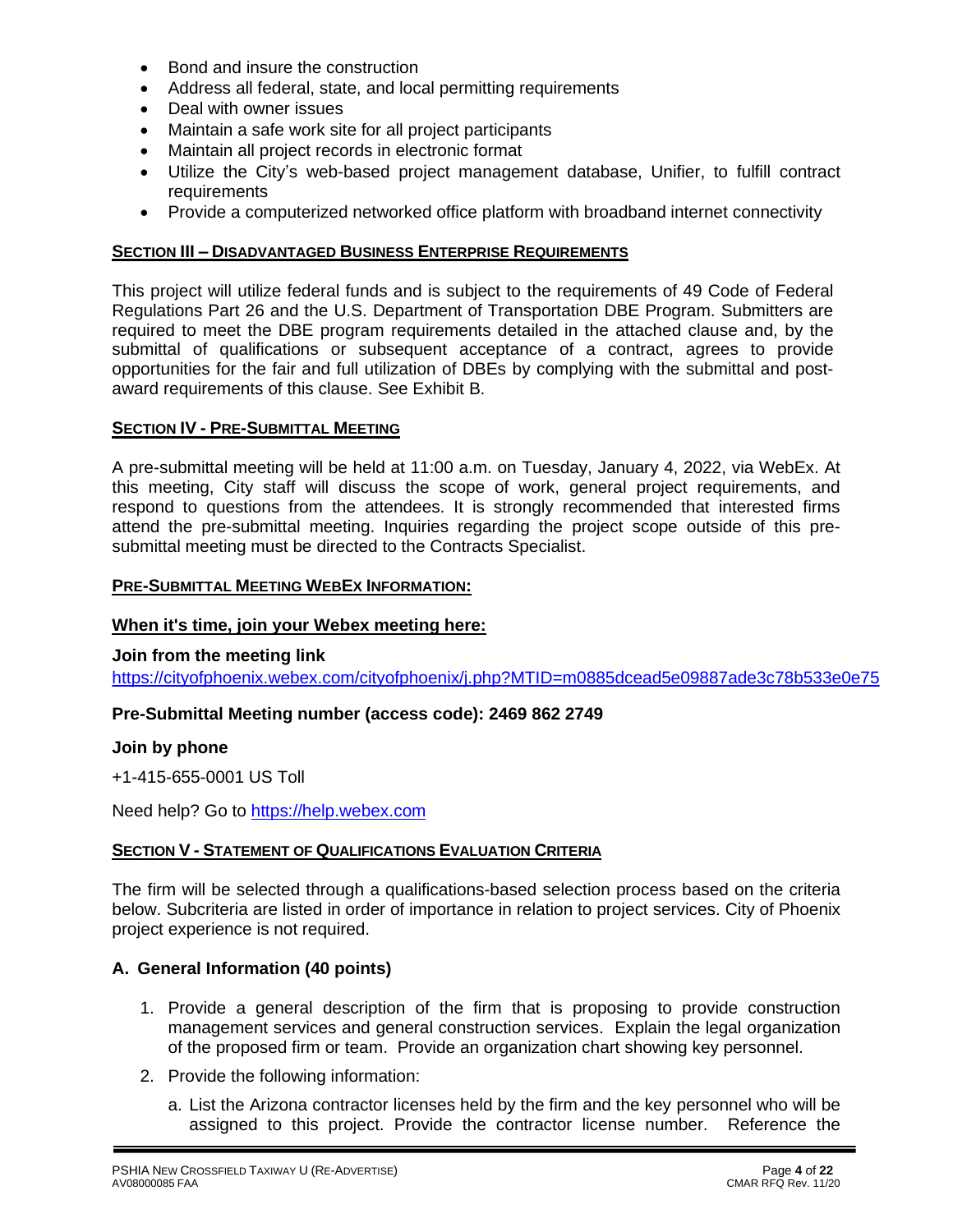- Bond and insure the construction
- Address all federal, state, and local permitting requirements
- Deal with owner issues
- Maintain a safe work site for all project participants
- Maintain all project records in electronic format
- Utilize the City's web-based project management database, Unifier, to fulfill contract requirements
- Provide a computerized networked office platform with broadband internet connectivity

## SECTION III – DISADVANTAGED BUSINESS ENTERPRISE REQUIREMENTS

This project will utilize federal funds and is subject to the requirements of 49 Code of Federal Regulations Part 26 and the U.S. Department of Transportation DBE Program. Submitters are required to meet the DBE program requirements detailed in the attached clause and, by the submittal of qualifications or subsequent acceptance of a contract, agrees to provide opportunities for the fair and full utilization of DBEs by complying with the submittal and post-award requirements of this clause. See Exhibit B.

## SECTION IV - PRE-SUBMITTAL MEETING

A pre-submittal meeting will be held at 11:00 a.m. on Tuesday, January 4, 2022, via WebEx. At this meeting, City staff will discuss the scope of work, general project requirements, and respond to questions from the attendees. It is strongly recommended that interested firms attend the pre-submittal meeting. Inquiries regarding the project scope outside of this pre-submittal meeting must be directed to the Contracts Specialist.

### PRE-SUBMITTAL MEETING WEBEX INFORMATION:

**When it's time, join your Webex meeting here:**

**Join from the meeting link**

https://cityofphoenix.webex.com/cityofphoenix/j.php?MTID=m0885dcead5e09887ade3c78b533e0e75

**Pre-Submittal Meeting number (access code): 2469 862 2749**

**Join by phone**

+1-415-655-0001 US Toll

Need help? Go to https://help.webex.com

## SECTION V - STATEMENT OF QUALIFICATIONS EVALUATION CRITERIA

The firm will be selected through a qualifications-based selection process based on the criteria below. Subcriteria are listed in order of importance in relation to project services. City of Phoenix project experience is not required.

### A. General Information (40 points)

1. Provide a general description of the firm that is proposing to provide construction management services and general construction services. Explain the legal organization of the proposed firm or team. Provide an organization chart showing key personnel.
2. Provide the following information:
   a. List the Arizona contractor licenses held by the firm and the key personnel who will be assigned to this project. Provide the contractor license number. Reference the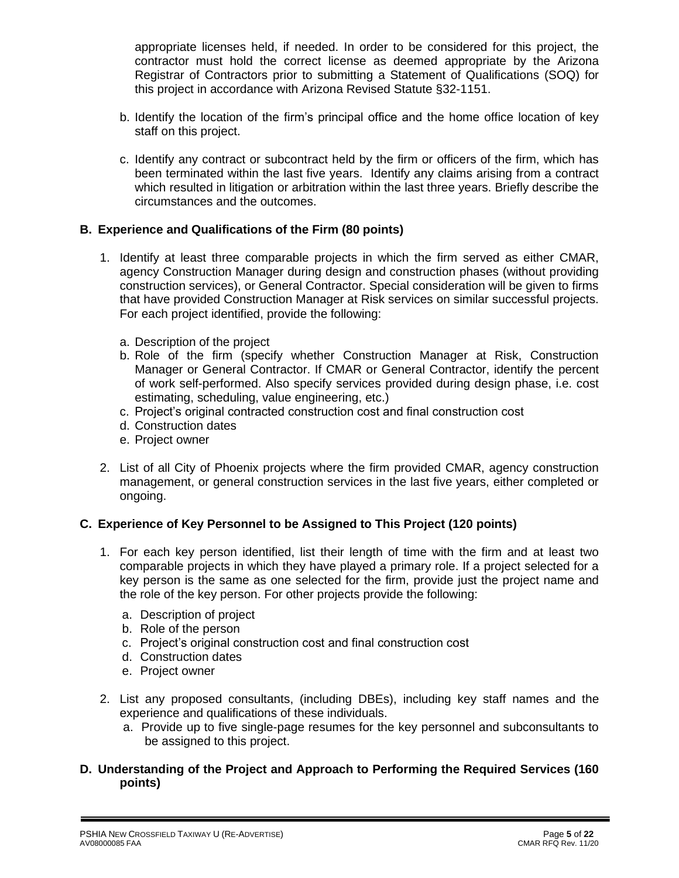appropriate licenses held, if needed. In order to be considered for this project, the contractor must hold the correct license as deemed appropriate by the Arizona Registrar of Contractors prior to submitting a Statement of Qualifications (SOQ) for this project in accordance with Arizona Revised Statute §32-1151.

b. Identify the location of the firm's principal office and the home office location of key staff on this project.

c. Identify any contract or subcontract held by the firm or officers of the firm, which has been terminated within the last five years. Identify any claims arising from a contract which resulted in litigation or arbitration within the last three years. Briefly describe the circumstances and the outcomes.

**B. Experience and Qualifications of the Firm (80 points)**

1. Identify at least three comparable projects in which the firm served as either CMAR, agency Construction Manager during design and construction phases (without providing construction services), or General Contractor. Special consideration will be given to firms that have provided Construction Manager at Risk services on similar successful projects. For each project identified, provide the following:

   a. Description of the project
   b. Role of the firm (specify whether Construction Manager at Risk, Construction Manager or General Contractor. If CMAR or General Contractor, identify the percent of work self-performed. Also specify services provided during design phase, i.e. cost estimating, scheduling, value engineering, etc.)
   c. Project's original contracted construction cost and final construction cost
   d. Construction dates
   e. Project owner

2. List of all City of Phoenix projects where the firm provided CMAR, agency construction management, or general construction services in the last five years, either completed or ongoing.

**C. Experience of Key Personnel to be Assigned to This Project (120 points)**

1. For each key person identified, list their length of time with the firm and at least two comparable projects in which they have played a primary role. If a project selected for a key person is the same as one selected for the firm, provide just the project name and the role of the key person. For other projects provide the following:

   a. Description of project
   b. Role of the person
   c. Project's original construction cost and final construction cost
   d. Construction dates
   e. Project owner

2. List any proposed consultants, (including DBEs), including key staff names and the experience and qualifications of these individuals.
   a. Provide up to five single-page resumes for the key personnel and subconsultants to be assigned to this project.

**D. Understanding of the Project and Approach to Performing the Required Services (160 points)**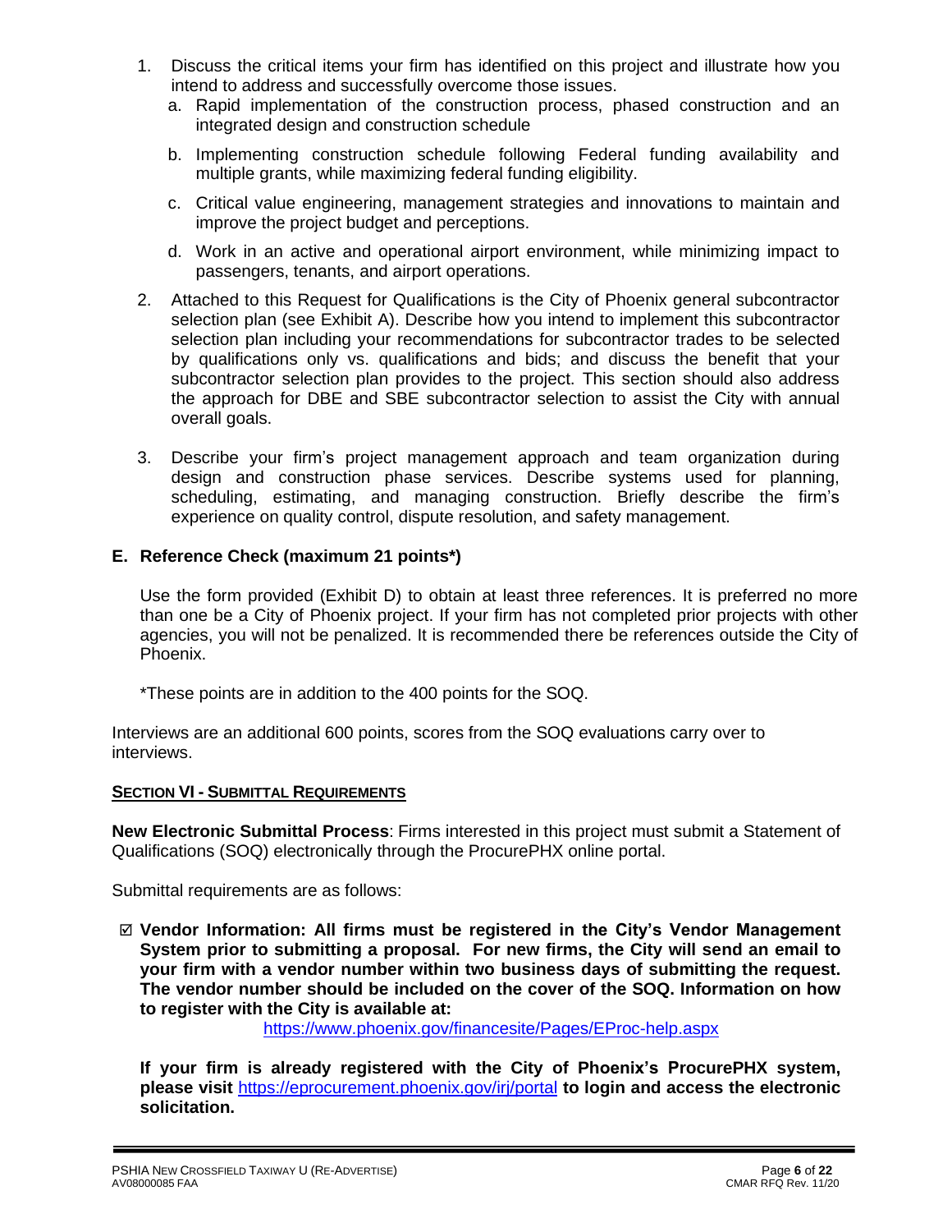1. Discuss the critical items your firm has identified on this project and illustrate how you intend to address and successfully overcome those issues.
   a. Rapid implementation of the construction process, phased construction and an integrated design and construction schedule
   b. Implementing construction schedule following Federal funding availability and multiple grants, while maximizing federal funding eligibility.
   c. Critical value engineering, management strategies and innovations to maintain and improve the project budget and perceptions.
   d. Work in an active and operational airport environment, while minimizing impact to passengers, tenants, and airport operations.
2. Attached to this Request for Qualifications is the City of Phoenix general subcontractor selection plan (see Exhibit A). Describe how you intend to implement this subcontractor selection plan including your recommendations for subcontractor trades to be selected by qualifications only vs. qualifications and bids; and discuss the benefit that your subcontractor selection plan provides to the project. This section should also address the approach for DBE and SBE subcontractor selection to assist the City with annual overall goals.
3. Describe your firm's project management approach and team organization during design and construction phase services. Describe systems used for planning, scheduling, estimating, and managing construction. Briefly describe the firm's experience on quality control, dispute resolution, and safety management.

### E. Reference Check (maximum 21 points*)

Use the form provided (Exhibit D) to obtain at least three references. It is preferred no more than one be a City of Phoenix project. If your firm has not completed prior projects with other agencies, you will not be penalized. It is recommended there be references outside the City of Phoenix.

*These points are in addition to the 400 points for the SOQ.

Interviews are an additional 600 points, scores from the SOQ evaluations carry over to interviews.

## SECTION VI - SUBMITTAL REQUIREMENTS

**New Electronic Submittal Process**: Firms interested in this project must submit a Statement of Qualifications (SOQ) electronically through the ProcurePHX online portal.

Submittal requirements are as follows:

☑ **Vendor Information: All firms must be registered in the City's Vendor Management System prior to submitting a proposal. For new firms, the City will send an email to your firm with a vendor number within two business days of submitting the request. The vendor number should be included on the cover of the SOQ. Information on how to register with the City is available at:**
https://www.phoenix.gov/financesite/Pages/EProc-help.aspx

**If your firm is already registered with the City of Phoenix's ProcurePHX system, please visit** https://eprocurement.phoenix.gov/irj/portal **to login and access the electronic solicitation.**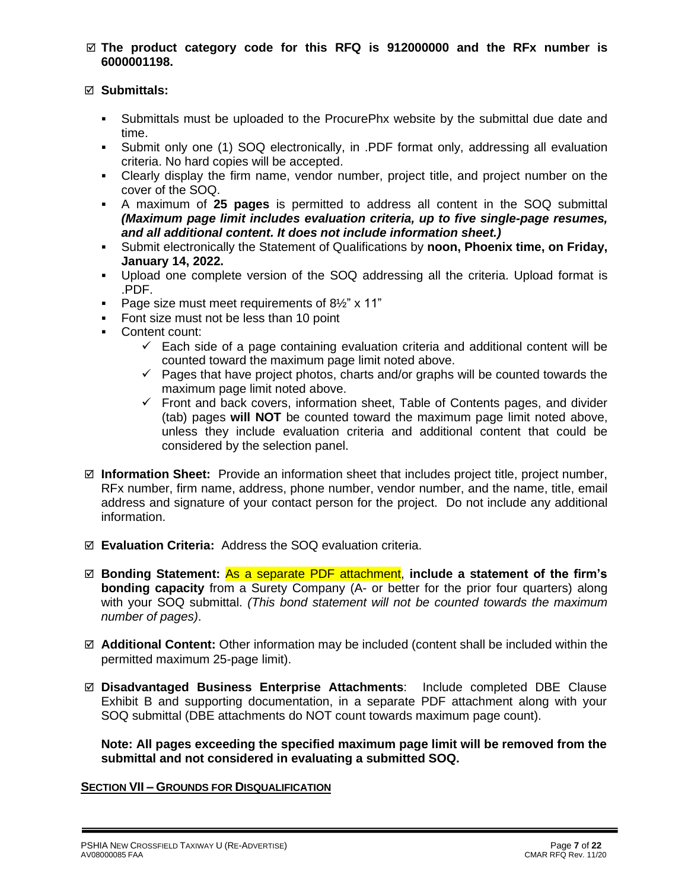☑ **The product category code for this RFQ is 912000000 and the RFx number is 6000001198.**

☑ **Submittals:**

- Submittals must be uploaded to the ProcurePhx website by the submittal due date and time.
- Submit only one (1) SOQ electronically, in .PDF format only, addressing all evaluation criteria. No hard copies will be accepted.
- Clearly display the firm name, vendor number, project title, and project number on the cover of the SOQ.
- A maximum of **25 pages** is permitted to address all content in the SOQ submittal ***(Maximum page limit includes evaluation criteria, up to five single-page resumes, and all additional content. It does not include information sheet.)***
- Submit electronically the Statement of Qualifications by **noon, Phoenix time, on Friday, January 14, 2022.**
- Upload one complete version of the SOQ addressing all the criteria. Upload format is .PDF.
- Page size must meet requirements of 8½" x 11"
- Font size must not be less than 10 point
- Content count:
  - ✓ Each side of a page containing evaluation criteria and additional content will be counted toward the maximum page limit noted above.
  - ✓ Pages that have project photos, charts and/or graphs will be counted towards the maximum page limit noted above.
  - ✓ Front and back covers, information sheet, Table of Contents pages, and divider (tab) pages **will NOT** be counted toward the maximum page limit noted above, unless they include evaluation criteria and additional content that could be considered by the selection panel.

☑ **Information Sheet:** Provide an information sheet that includes project title, project number, RFx number, firm name, address, phone number, vendor number, and the name, title, email address and signature of your contact person for the project. Do not include any additional information.

☑ **Evaluation Criteria:** Address the SOQ evaluation criteria.

☑ **Bonding Statement:** As a separate PDF attachment, **include a statement of the firm's bonding capacity** from a Surety Company (A- or better for the prior four quarters) along with your SOQ submittal. *(This bond statement will not be counted towards the maximum number of pages)*.

☑ **Additional Content:** Other information may be included (content shall be included within the permitted maximum 25-page limit).

☑ **Disadvantaged Business Enterprise Attachments**: Include completed DBE Clause Exhibit B and supporting documentation, in a separate PDF attachment along with your SOQ submittal (DBE attachments do NOT count towards maximum page count).

**Note: All pages exceeding the specified maximum page limit will be removed from the submittal and not considered in evaluating a submitted SOQ.**

## SECTION VII – GROUNDS FOR DISQUALIFICATION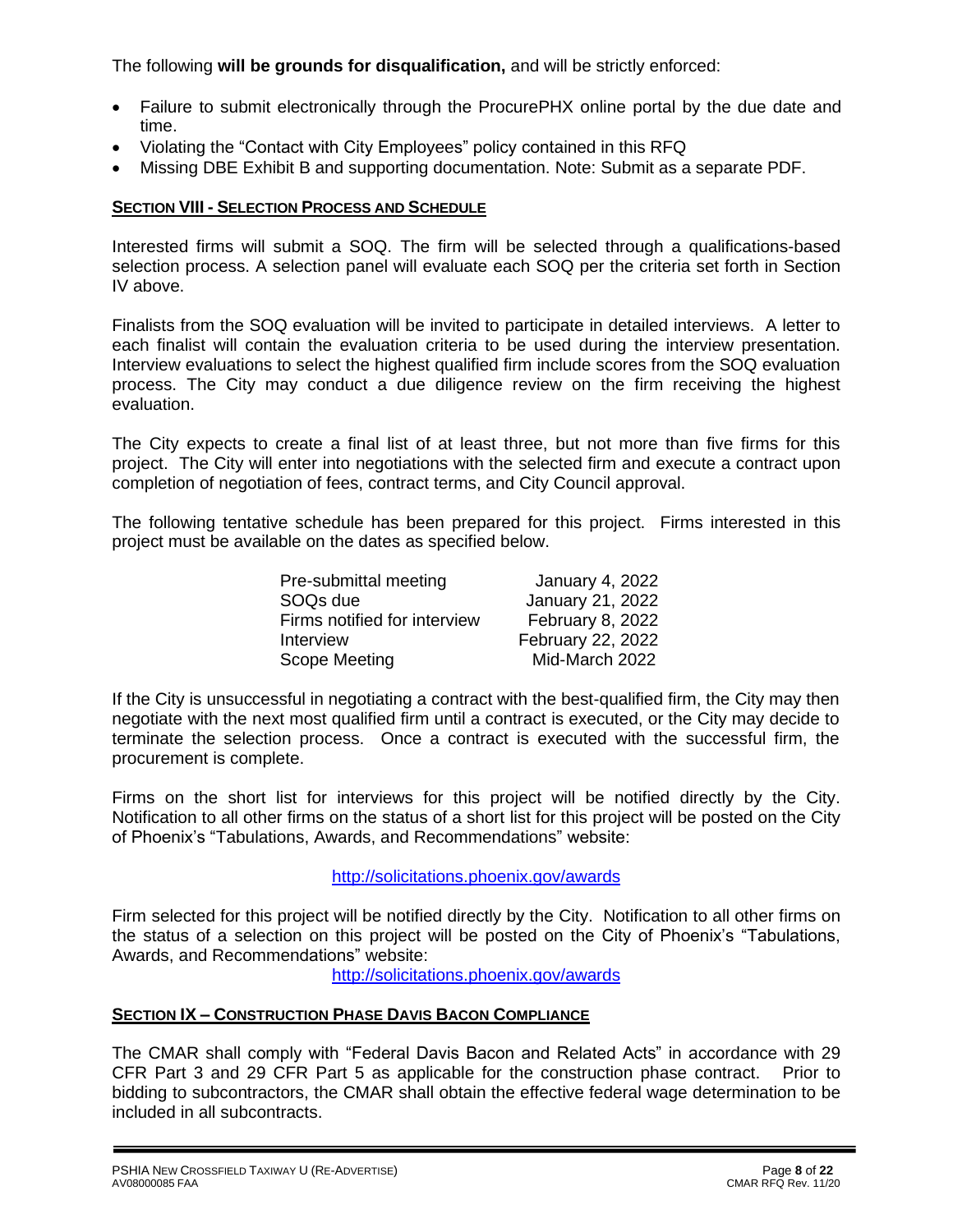The following **will be grounds for disqualification,** and will be strictly enforced:

- Failure to submit electronically through the ProcurePHX online portal by the due date and time.
- Violating the "Contact with City Employees" policy contained in this RFQ
- Missing DBE Exhibit B and supporting documentation. Note: Submit as a separate PDF.

## SECTION VIII - SELECTION PROCESS AND SCHEDULE

Interested firms will submit a SOQ. The firm will be selected through a qualifications-based selection process. A selection panel will evaluate each SOQ per the criteria set forth in Section IV above.

Finalists from the SOQ evaluation will be invited to participate in detailed interviews. A letter to each finalist will contain the evaluation criteria to be used during the interview presentation. Interview evaluations to select the highest qualified firm include scores from the SOQ evaluation process. The City may conduct a due diligence review on the firm receiving the highest evaluation.

The City expects to create a final list of at least three, but not more than five firms for this project. The City will enter into negotiations with the selected firm and execute a contract upon completion of negotiation of fees, contract terms, and City Council approval.

The following tentative schedule has been prepared for this project. Firms interested in this project must be available on the dates as specified below.

| | |
|---|---|
| Pre-submittal meeting | January 4, 2022 |
| SOQs due | January 21, 2022 |
| Firms notified for interview | February 8, 2022 |
| Interview | February 22, 2022 |
| Scope Meeting | Mid-March 2022 |

If the City is unsuccessful in negotiating a contract with the best-qualified firm, the City may then negotiate with the next most qualified firm until a contract is executed, or the City may decide to terminate the selection process. Once a contract is executed with the successful firm, the procurement is complete.

Firms on the short list for interviews for this project will be notified directly by the City. Notification to all other firms on the status of a short list for this project will be posted on the City of Phoenix's "Tabulations, Awards, and Recommendations" website:

http://solicitations.phoenix.gov/awards

Firm selected for this project will be notified directly by the City. Notification to all other firms on the status of a selection on this project will be posted on the City of Phoenix's "Tabulations, Awards, and Recommendations" website:

http://solicitations.phoenix.gov/awards

## SECTION IX – CONSTRUCTION PHASE DAVIS BACON COMPLIANCE

The CMAR shall comply with "Federal Davis Bacon and Related Acts" in accordance with 29 CFR Part 3 and 29 CFR Part 5 as applicable for the construction phase contract. Prior to bidding to subcontractors, the CMAR shall obtain the effective federal wage determination to be included in all subcontracts.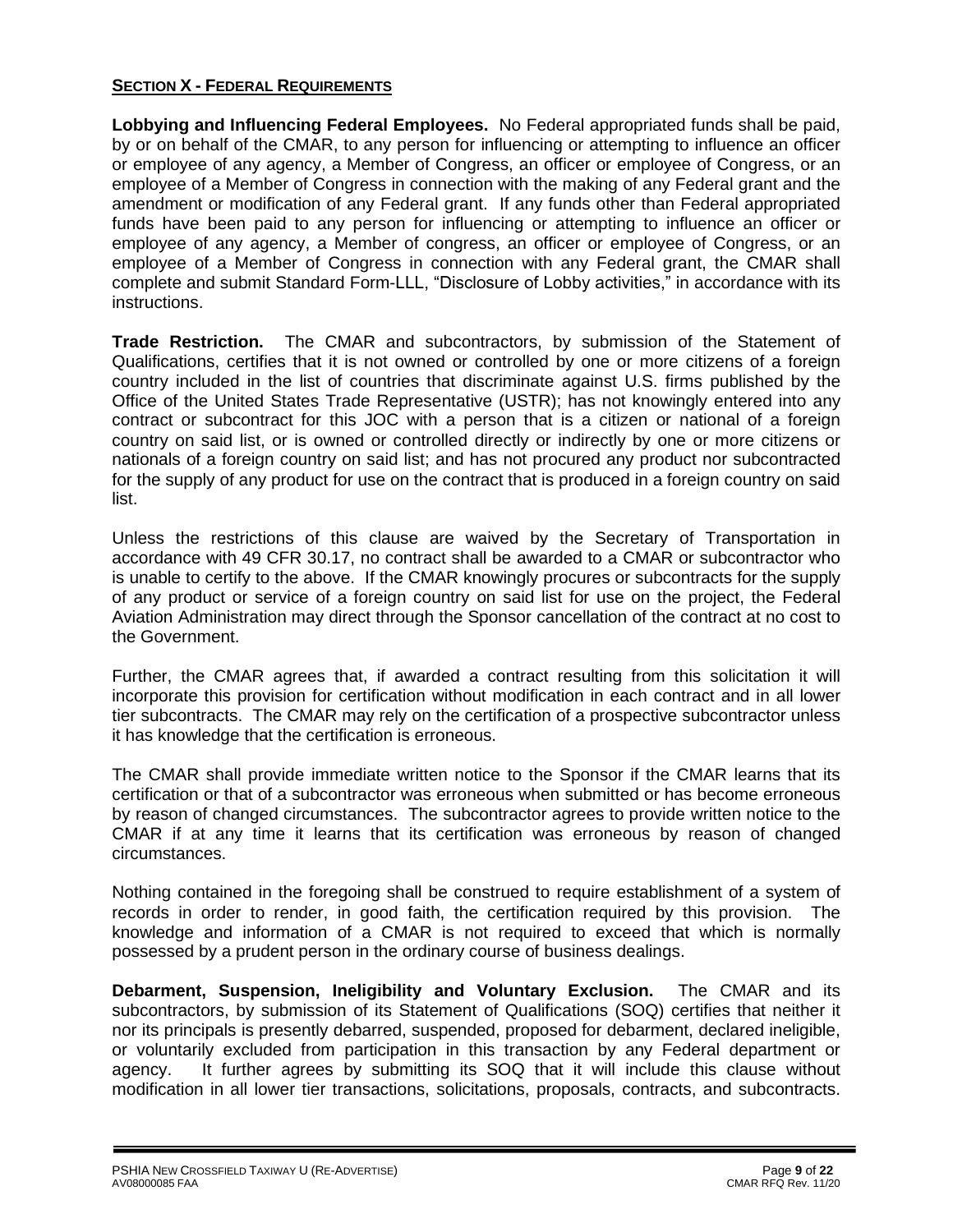## **SECTION X - FEDERAL REQUIREMENTS**

**Lobbying and Influencing Federal Employees.** No Federal appropriated funds shall be paid, by or on behalf of the CMAR, to any person for influencing or attempting to influence an officer or employee of any agency, a Member of Congress, an officer or employee of Congress, or an employee of a Member of Congress in connection with the making of any Federal grant and the amendment or modification of any Federal grant. If any funds other than Federal appropriated funds have been paid to any person for influencing or attempting to influence an officer or employee of any agency, a Member of congress, an officer or employee of Congress, or an employee of a Member of Congress in connection with any Federal grant, the CMAR shall complete and submit Standard Form-LLL, "Disclosure of Lobby activities," in accordance with its instructions.

**Trade Restriction.** The CMAR and subcontractors, by submission of the Statement of Qualifications, certifies that it is not owned or controlled by one or more citizens of a foreign country included in the list of countries that discriminate against U.S. firms published by the Office of the United States Trade Representative (USTR); has not knowingly entered into any contract or subcontract for this JOC with a person that is a citizen or national of a foreign country on said list, or is owned or controlled directly or indirectly by one or more citizens or nationals of a foreign country on said list; and has not procured any product nor subcontracted for the supply of any product for use on the contract that is produced in a foreign country on said list.

Unless the restrictions of this clause are waived by the Secretary of Transportation in accordance with 49 CFR 30.17, no contract shall be awarded to a CMAR or subcontractor who is unable to certify to the above. If the CMAR knowingly procures or subcontracts for the supply of any product or service of a foreign country on said list for use on the project, the Federal Aviation Administration may direct through the Sponsor cancellation of the contract at no cost to the Government.

Further, the CMAR agrees that, if awarded a contract resulting from this solicitation it will incorporate this provision for certification without modification in each contract and in all lower tier subcontracts. The CMAR may rely on the certification of a prospective subcontractor unless it has knowledge that the certification is erroneous.

The CMAR shall provide immediate written notice to the Sponsor if the CMAR learns that its certification or that of a subcontractor was erroneous when submitted or has become erroneous by reason of changed circumstances. The subcontractor agrees to provide written notice to the CMAR if at any time it learns that its certification was erroneous by reason of changed circumstances.

Nothing contained in the foregoing shall be construed to require establishment of a system of records in order to render, in good faith, the certification required by this provision. The knowledge and information of a CMAR is not required to exceed that which is normally possessed by a prudent person in the ordinary course of business dealings.

**Debarment, Suspension, Ineligibility and Voluntary Exclusion.** The CMAR and its subcontractors, by submission of its Statement of Qualifications (SOQ) certifies that neither it nor its principals is presently debarred, suspended, proposed for debarment, declared ineligible, or voluntarily excluded from participation in this transaction by any Federal department or agency. It further agrees by submitting its SOQ that it will include this clause without modification in all lower tier transactions, solicitations, proposals, contracts, and subcontracts.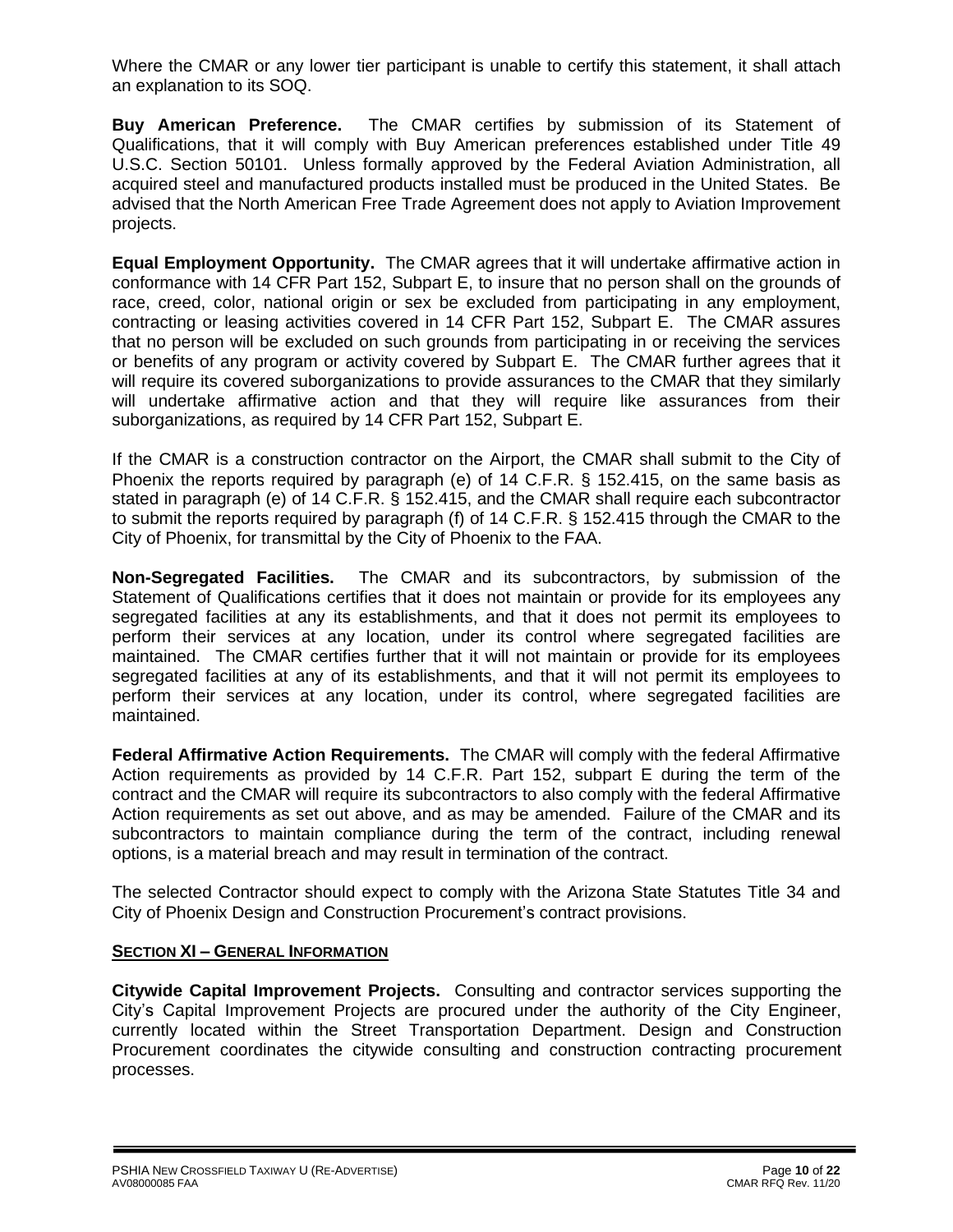Where the CMAR or any lower tier participant is unable to certify this statement, it shall attach an explanation to its SOQ.

**Buy American Preference.** The CMAR certifies by submission of its Statement of Qualifications, that it will comply with Buy American preferences established under Title 49 U.S.C. Section 50101. Unless formally approved by the Federal Aviation Administration, all acquired steel and manufactured products installed must be produced in the United States. Be advised that the North American Free Trade Agreement does not apply to Aviation Improvement projects.

**Equal Employment Opportunity.** The CMAR agrees that it will undertake affirmative action in conformance with 14 CFR Part 152, Subpart E, to insure that no person shall on the grounds of race, creed, color, national origin or sex be excluded from participating in any employment, contracting or leasing activities covered in 14 CFR Part 152, Subpart E. The CMAR assures that no person will be excluded on such grounds from participating in or receiving the services or benefits of any program or activity covered by Subpart E. The CMAR further agrees that it will require its covered suborganizations to provide assurances to the CMAR that they similarly will undertake affirmative action and that they will require like assurances from their suborganizations, as required by 14 CFR Part 152, Subpart E.

If the CMAR is a construction contractor on the Airport, the CMAR shall submit to the City of Phoenix the reports required by paragraph (e) of 14 C.F.R. § 152.415, on the same basis as stated in paragraph (e) of 14 C.F.R. § 152.415, and the CMAR shall require each subcontractor to submit the reports required by paragraph (f) of 14 C.F.R. § 152.415 through the CMAR to the City of Phoenix, for transmittal by the City of Phoenix to the FAA.

**Non-Segregated Facilities.** The CMAR and its subcontractors, by submission of the Statement of Qualifications certifies that it does not maintain or provide for its employees any segregated facilities at any its establishments, and that it does not permit its employees to perform their services at any location, under its control where segregated facilities are maintained. The CMAR certifies further that it will not maintain or provide for its employees segregated facilities at any of its establishments, and that it will not permit its employees to perform their services at any location, under its control, where segregated facilities are maintained.

**Federal Affirmative Action Requirements.** The CMAR will comply with the federal Affirmative Action requirements as provided by 14 C.F.R. Part 152, subpart E during the term of the contract and the CMAR will require its subcontractors to also comply with the federal Affirmative Action requirements as set out above, and as may be amended. Failure of the CMAR and its subcontractors to maintain compliance during the term of the contract, including renewal options, is a material breach and may result in termination of the contract.

The selected Contractor should expect to comply with the Arizona State Statutes Title 34 and City of Phoenix Design and Construction Procurement's contract provisions.

## SECTION XI – GENERAL INFORMATION

**Citywide Capital Improvement Projects.** Consulting and contractor services supporting the City's Capital Improvement Projects are procured under the authority of the City Engineer, currently located within the Street Transportation Department. Design and Construction Procurement coordinates the citywide consulting and construction contracting procurement processes.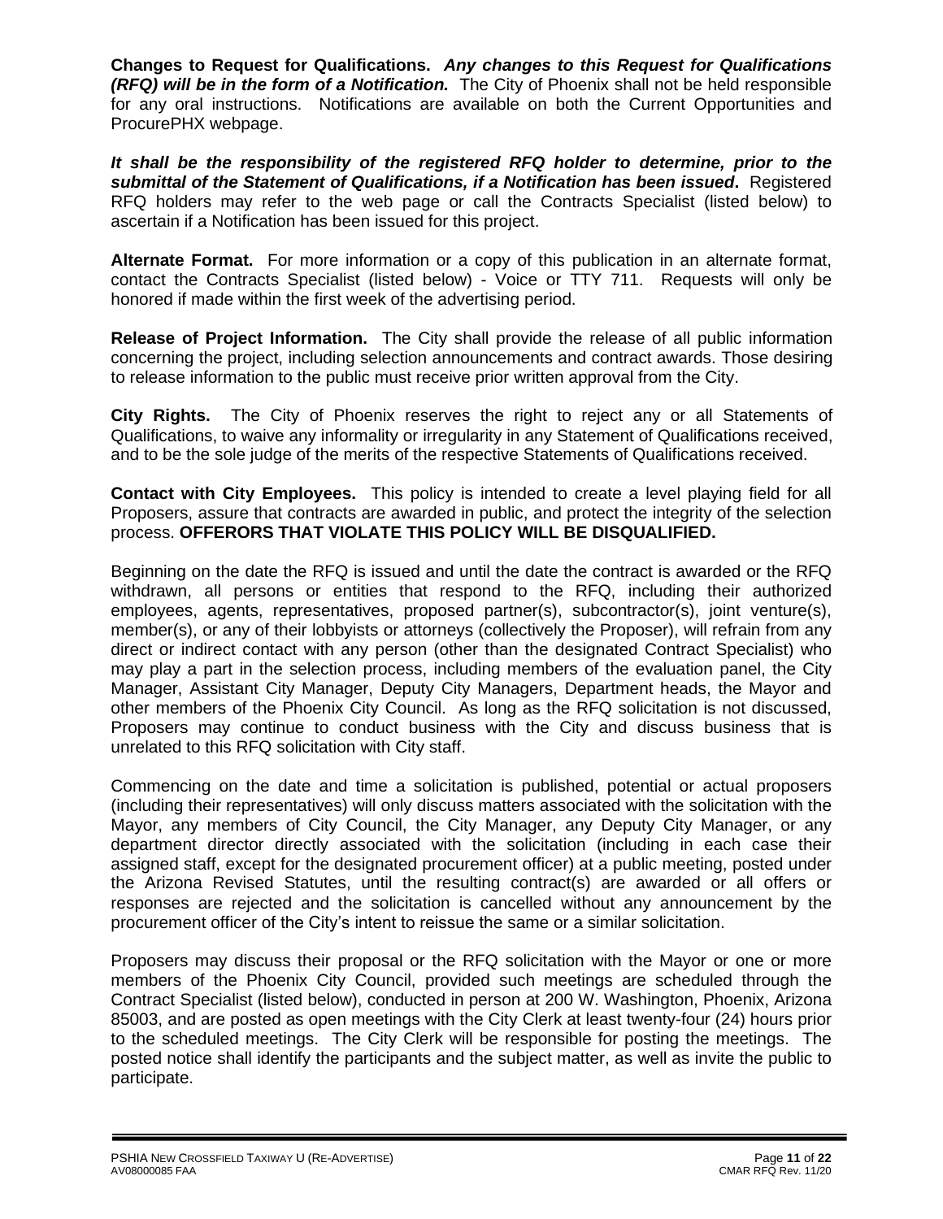**Changes to Request for Qualifications.** ***Any changes to this Request for Qualifications (RFQ) will be in the form of a Notification.*** The City of Phoenix shall not be held responsible for any oral instructions. Notifications are available on both the Current Opportunities and ProcurePHX webpage.

***It shall be the responsibility of the registered RFQ holder to determine, prior to the submittal of the Statement of Qualifications, if a Notification has been issued*.** Registered RFQ holders may refer to the web page or call the Contracts Specialist (listed below) to ascertain if a Notification has been issued for this project.

**Alternate Format.** For more information or a copy of this publication in an alternate format, contact the Contracts Specialist (listed below) - Voice or TTY 711. Requests will only be honored if made within the first week of the advertising period.

**Release of Project Information.** The City shall provide the release of all public information concerning the project, including selection announcements and contract awards. Those desiring to release information to the public must receive prior written approval from the City.

**City Rights.** The City of Phoenix reserves the right to reject any or all Statements of Qualifications, to waive any informality or irregularity in any Statement of Qualifications received, and to be the sole judge of the merits of the respective Statements of Qualifications received.

**Contact with City Employees.** This policy is intended to create a level playing field for all Proposers, assure that contracts are awarded in public, and protect the integrity of the selection process. **OFFERORS THAT VIOLATE THIS POLICY WILL BE DISQUALIFIED.**

Beginning on the date the RFQ is issued and until the date the contract is awarded or the RFQ withdrawn, all persons or entities that respond to the RFQ, including their authorized employees, agents, representatives, proposed partner(s), subcontractor(s), joint venture(s), member(s), or any of their lobbyists or attorneys (collectively the Proposer), will refrain from any direct or indirect contact with any person (other than the designated Contract Specialist) who may play a part in the selection process, including members of the evaluation panel, the City Manager, Assistant City Manager, Deputy City Managers, Department heads, the Mayor and other members of the Phoenix City Council. As long as the RFQ solicitation is not discussed, Proposers may continue to conduct business with the City and discuss business that is unrelated to this RFQ solicitation with City staff.

Commencing on the date and time a solicitation is published, potential or actual proposers (including their representatives) will only discuss matters associated with the solicitation with the Mayor, any members of City Council, the City Manager, any Deputy City Manager, or any department director directly associated with the solicitation (including in each case their assigned staff, except for the designated procurement officer) at a public meeting, posted under the Arizona Revised Statutes, until the resulting contract(s) are awarded or all offers or responses are rejected and the solicitation is cancelled without any announcement by the procurement officer of the City's intent to reissue the same or a similar solicitation.

Proposers may discuss their proposal or the RFQ solicitation with the Mayor or one or more members of the Phoenix City Council, provided such meetings are scheduled through the Contract Specialist (listed below), conducted in person at 200 W. Washington, Phoenix, Arizona 85003, and are posted as open meetings with the City Clerk at least twenty-four (24) hours prior to the scheduled meetings. The City Clerk will be responsible for posting the meetings. The posted notice shall identify the participants and the subject matter, as well as invite the public to participate.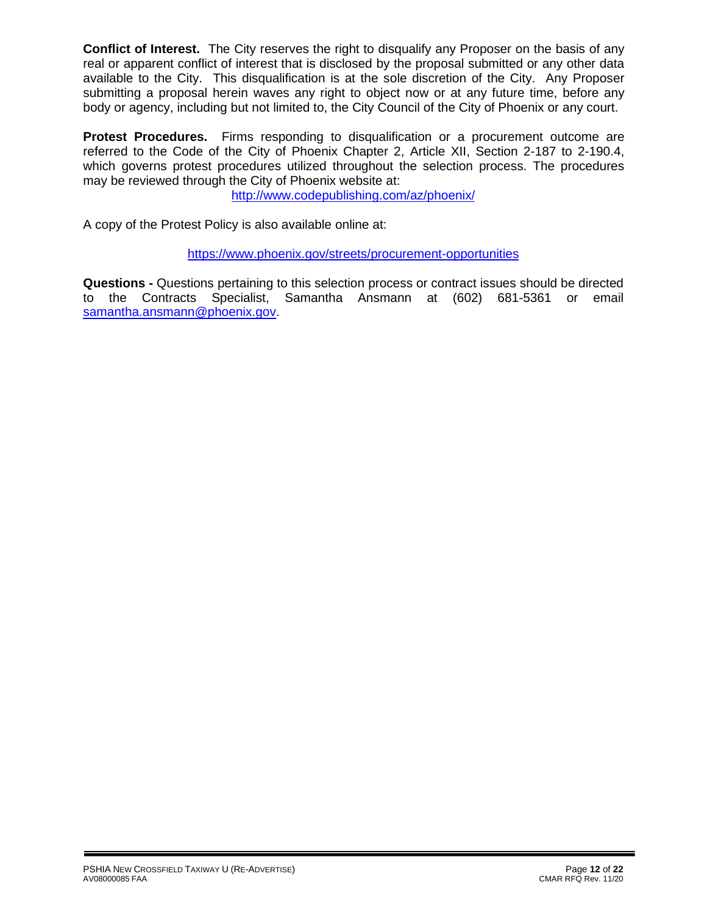**Conflict of Interest.** The City reserves the right to disqualify any Proposer on the basis of any real or apparent conflict of interest that is disclosed by the proposal submitted or any other data available to the City. This disqualification is at the sole discretion of the City. Any Proposer submitting a proposal herein waves any right to object now or at any future time, before any body or agency, including but not limited to, the City Council of the City of Phoenix or any court.

**Protest Procedures.** Firms responding to disqualification or a procurement outcome are referred to the Code of the City of Phoenix Chapter 2, Article XII, Section 2-187 to 2-190.4, which governs protest procedures utilized throughout the selection process. The procedures may be reviewed through the City of Phoenix website at:

http://www.codepublishing.com/az/phoenix/

A copy of the Protest Policy is also available online at:

https://www.phoenix.gov/streets/procurement-opportunities

**Questions -** Questions pertaining to this selection process or contract issues should be directed to the Contracts Specialist, Samantha Ansmann at (602) 681-5361 or email samantha.ansmann@phoenix.gov.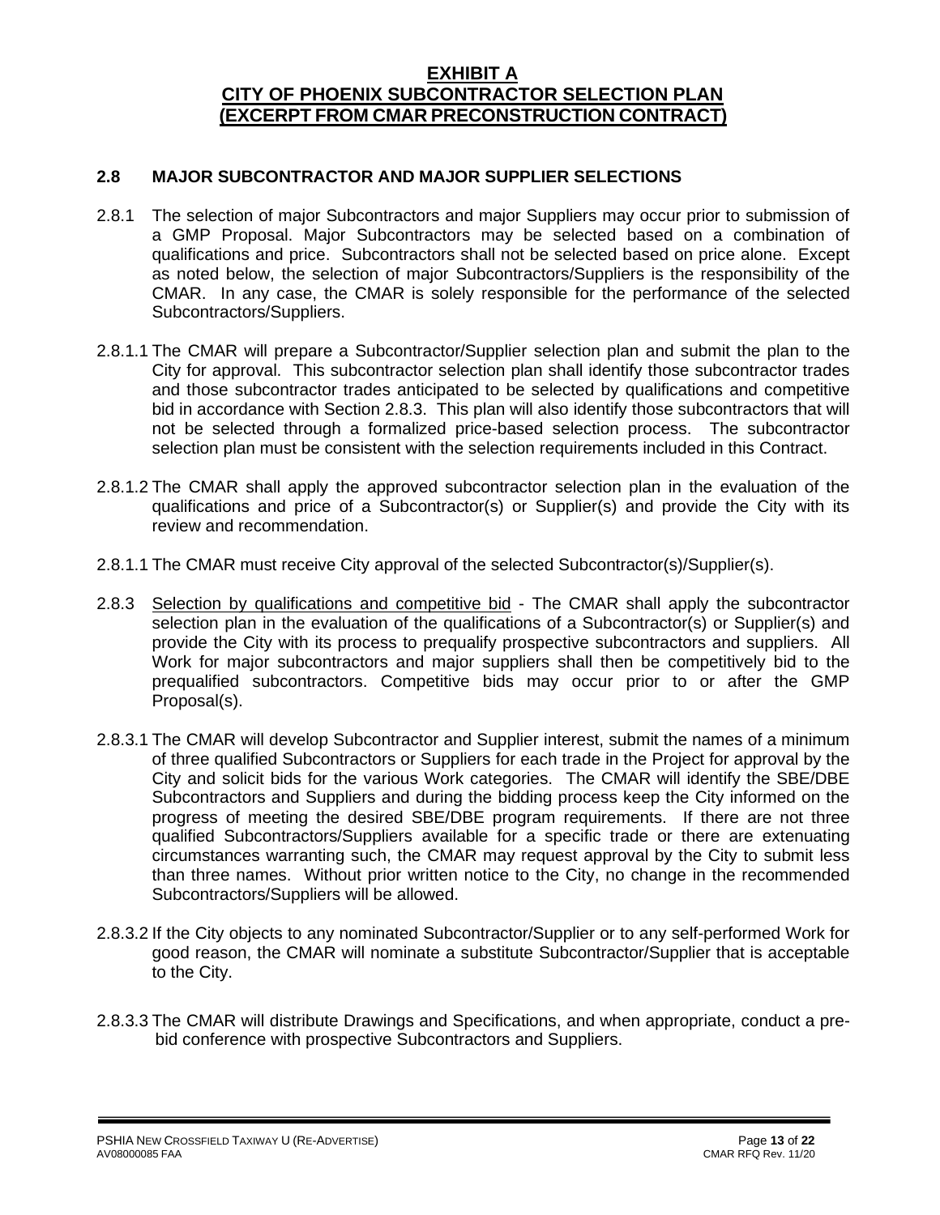# EXHIBIT A
# CITY OF PHOENIX SUBCONTRACTOR SELECTION PLAN
# (EXCERPT FROM CMAR PRECONSTRUCTION CONTRACT)

## 2.8 MAJOR SUBCONTRACTOR AND MAJOR SUPPLIER SELECTIONS

2.8.1 The selection of major Subcontractors and major Suppliers may occur prior to submission of a GMP Proposal. Major Subcontractors may be selected based on a combination of qualifications and price. Subcontractors shall not be selected based on price alone. Except as noted below, the selection of major Subcontractors/Suppliers is the responsibility of the CMAR. In any case, the CMAR is solely responsible for the performance of the selected Subcontractors/Suppliers.

2.8.1.1 The CMAR will prepare a Subcontractor/Supplier selection plan and submit the plan to the City for approval. This subcontractor selection plan shall identify those subcontractor trades and those subcontractor trades anticipated to be selected by qualifications and competitive bid in accordance with Section 2.8.3. This plan will also identify those subcontractors that will not be selected through a formalized price-based selection process. The subcontractor selection plan must be consistent with the selection requirements included in this Contract.

2.8.1.2 The CMAR shall apply the approved subcontractor selection plan in the evaluation of the qualifications and price of a Subcontractor(s) or Supplier(s) and provide the City with its review and recommendation.

2.8.1.1 The CMAR must receive City approval of the selected Subcontractor(s)/Supplier(s).

2.8.3 Selection by qualifications and competitive bid - The CMAR shall apply the subcontractor selection plan in the evaluation of the qualifications of a Subcontractor(s) or Supplier(s) and provide the City with its process to prequalify prospective subcontractors and suppliers. All Work for major subcontractors and major suppliers shall then be competitively bid to the prequalified subcontractors. Competitive bids may occur prior to or after the GMP Proposal(s).

2.8.3.1 The CMAR will develop Subcontractor and Supplier interest, submit the names of a minimum of three qualified Subcontractors or Suppliers for each trade in the Project for approval by the City and solicit bids for the various Work categories. The CMAR will identify the SBE/DBE Subcontractors and Suppliers and during the bidding process keep the City informed on the progress of meeting the desired SBE/DBE program requirements. If there are not three qualified Subcontractors/Suppliers available for a specific trade or there are extenuating circumstances warranting such, the CMAR may request approval by the City to submit less than three names. Without prior written notice to the City, no change in the recommended Subcontractors/Suppliers will be allowed.

2.8.3.2 If the City objects to any nominated Subcontractor/Supplier or to any self-performed Work for good reason, the CMAR will nominate a substitute Subcontractor/Supplier that is acceptable to the City.

2.8.3.3 The CMAR will distribute Drawings and Specifications, and when appropriate, conduct a pre-bid conference with prospective Subcontractors and Suppliers.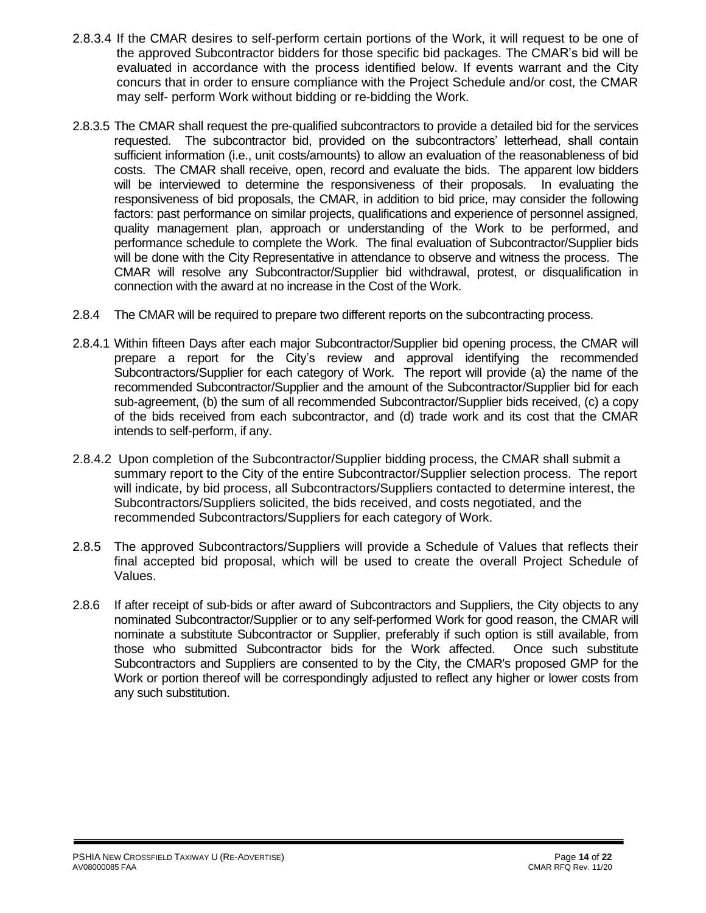2.8.3.4 If the CMAR desires to self-perform certain portions of the Work, it will request to be one of the approved Subcontractor bidders for those specific bid packages. The CMAR's bid will be evaluated in accordance with the process identified below. If events warrant and the City concurs that in order to ensure compliance with the Project Schedule and/or cost, the CMAR may self- perform Work without bidding or re-bidding the Work.

2.8.3.5 The CMAR shall request the pre-qualified subcontractors to provide a detailed bid for the services requested. The subcontractor bid, provided on the subcontractors' letterhead, shall contain sufficient information (i.e., unit costs/amounts) to allow an evaluation of the reasonableness of bid costs. The CMAR shall receive, open, record and evaluate the bids. The apparent low bidders will be interviewed to determine the responsiveness of their proposals. In evaluating the responsiveness of bid proposals, the CMAR, in addition to bid price, may consider the following factors: past performance on similar projects, qualifications and experience of personnel assigned, quality management plan, approach or understanding of the Work to be performed, and performance schedule to complete the Work. The final evaluation of Subcontractor/Supplier bids will be done with the City Representative in attendance to observe and witness the process. The CMAR will resolve any Subcontractor/Supplier bid withdrawal, protest, or disqualification in connection with the award at no increase in the Cost of the Work.

2.8.4 The CMAR will be required to prepare two different reports on the subcontracting process.

2.8.4.1 Within fifteen Days after each major Subcontractor/Supplier bid opening process, the CMAR will prepare a report for the City's review and approval identifying the recommended Subcontractors/Supplier for each category of Work. The report will provide (a) the name of the recommended Subcontractor/Supplier and the amount of the Subcontractor/Supplier bid for each sub-agreement, (b) the sum of all recommended Subcontractor/Supplier bids received, (c) a copy of the bids received from each subcontractor, and (d) trade work and its cost that the CMAR intends to self-perform, if any.

2.8.4.2 Upon completion of the Subcontractor/Supplier bidding process, the CMAR shall submit a summary report to the City of the entire Subcontractor/Supplier selection process. The report will indicate, by bid process, all Subcontractors/Suppliers contacted to determine interest, the Subcontractors/Suppliers solicited, the bids received, and costs negotiated, and the recommended Subcontractors/Suppliers for each category of Work.

2.8.5 The approved Subcontractors/Suppliers will provide a Schedule of Values that reflects their final accepted bid proposal, which will be used to create the overall Project Schedule of Values.

2.8.6 If after receipt of sub-bids or after award of Subcontractors and Suppliers, the City objects to any nominated Subcontractor/Supplier or to any self-performed Work for good reason, the CMAR will nominate a substitute Subcontractor or Supplier, preferably if such option is still available, from those who submitted Subcontractor bids for the Work affected. Once such substitute Subcontractors and Suppliers are consented to by the City, the CMAR's proposed GMP for the Work or portion thereof will be correspondingly adjusted to reflect any higher or lower costs from any such substitution.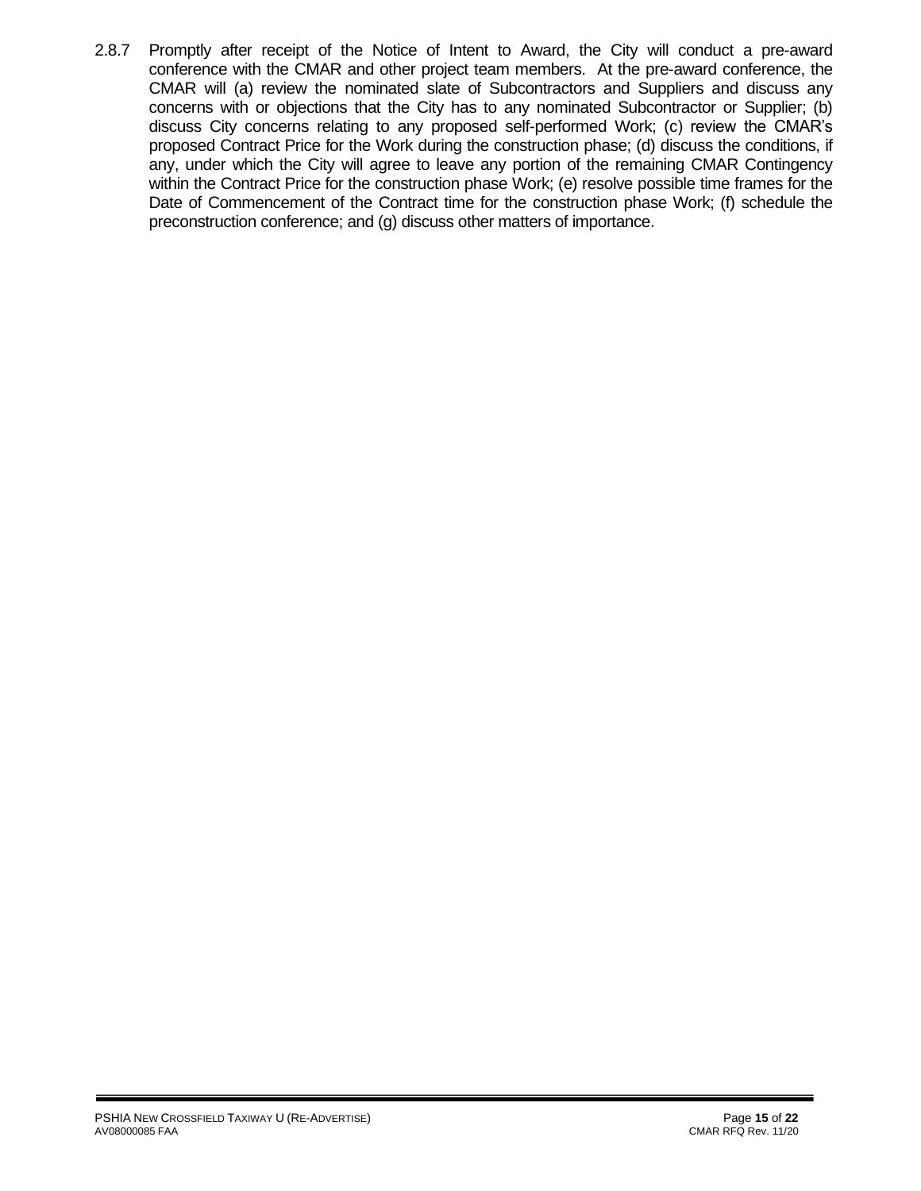2.8.7 Promptly after receipt of the Notice of Intent to Award, the City will conduct a pre-award conference with the CMAR and other project team members. At the pre-award conference, the CMAR will (a) review the nominated slate of Subcontractors and Suppliers and discuss any concerns with or objections that the City has to any nominated Subcontractor or Supplier; (b) discuss City concerns relating to any proposed self-performed Work; (c) review the CMAR's proposed Contract Price for the Work during the construction phase; (d) discuss the conditions, if any, under which the City will agree to leave any portion of the remaining CMAR Contingency within the Contract Price for the construction phase Work; (e) resolve possible time frames for the Date of Commencement of the Contract time for the construction phase Work; (f) schedule the preconstruction conference; and (g) discuss other matters of importance.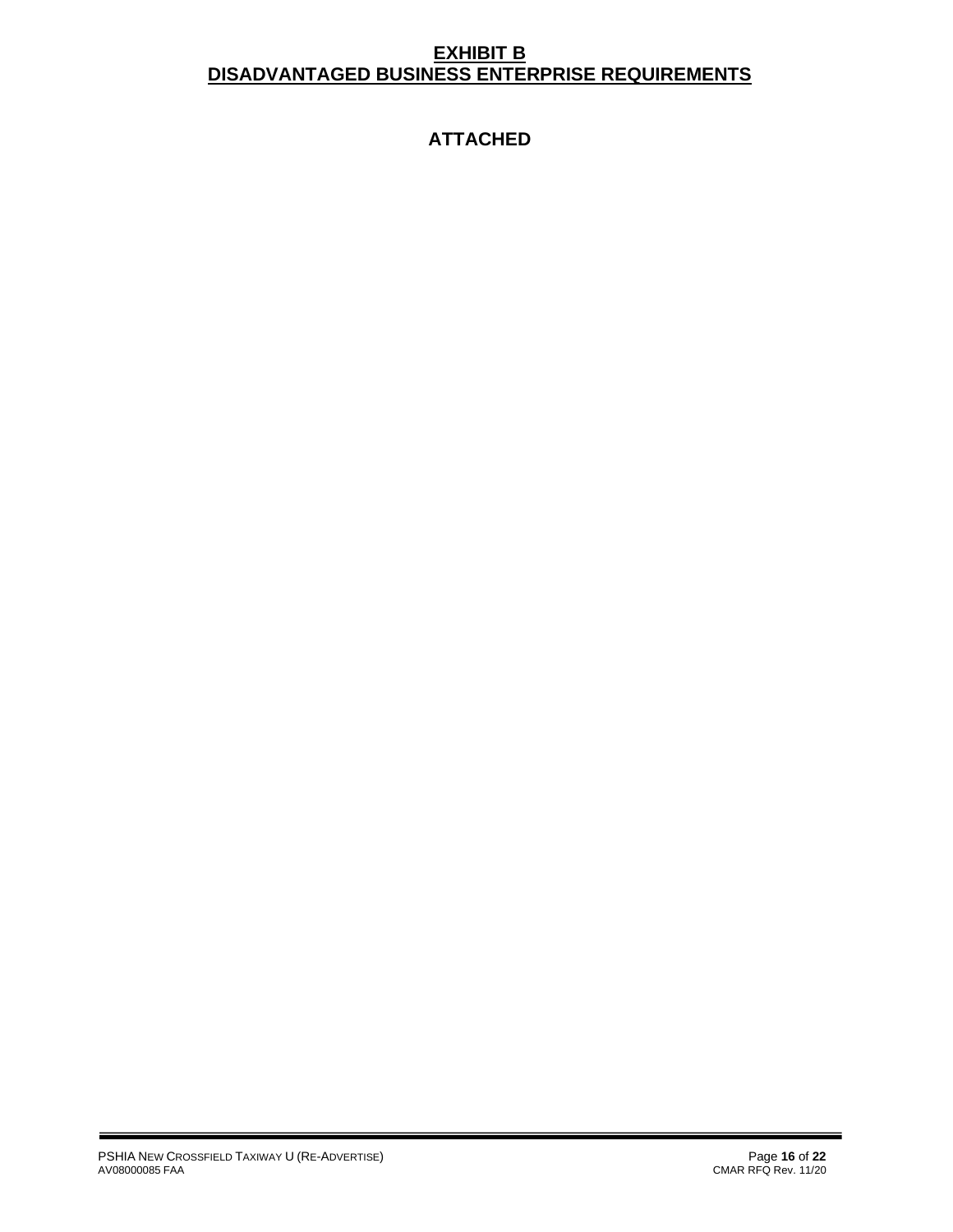# EXHIBIT B
# DISADVANTAGED BUSINESS ENTERPRISE REQUIREMENTS

## ATTACHED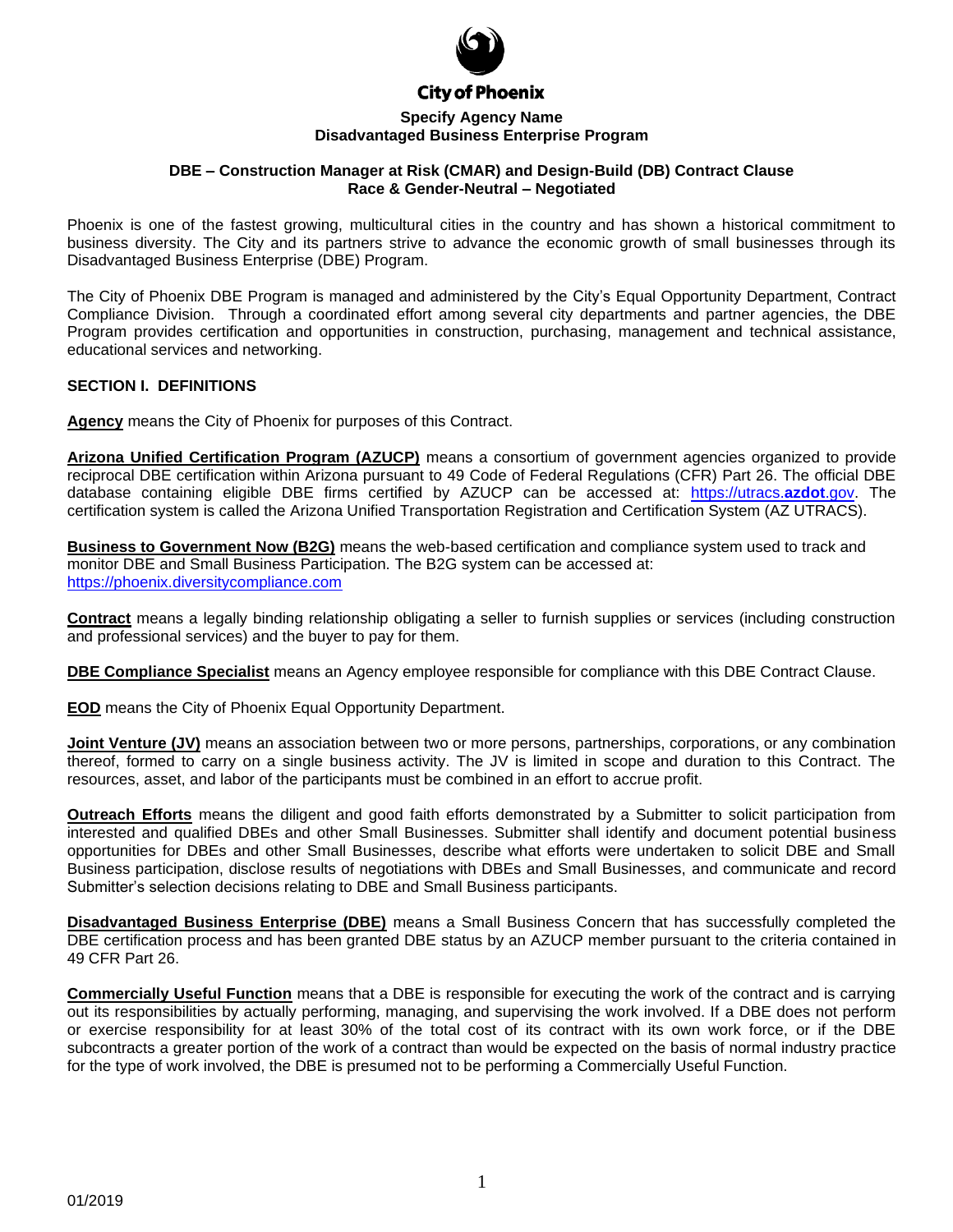**City of Phoenix**

**Specify Agency Name**
**Disadvantaged Business Enterprise Program**

**DBE – Construction Manager at Risk (CMAR) and Design-Build (DB) Contract Clause**
**Race & Gender-Neutral – Negotiated**

Phoenix is one of the fastest growing, multicultural cities in the country and has shown a historical commitment to business diversity. The City and its partners strive to advance the economic growth of small businesses through its Disadvantaged Business Enterprise (DBE) Program.

The City of Phoenix DBE Program is managed and administered by the City's Equal Opportunity Department, Contract Compliance Division. Through a coordinated effort among several city departments and partner agencies, the DBE Program provides certification and opportunities in construction, purchasing, management and technical assistance, educational services and networking.

## SECTION I. DEFINITIONS

**Agency** means the City of Phoenix for purposes of this Contract.

**Arizona Unified Certification Program (AZUCP)** means a consortium of government agencies organized to provide reciprocal DBE certification within Arizona pursuant to 49 Code of Federal Regulations (CFR) Part 26. The official DBE database containing eligible DBE firms certified by AZUCP can be accessed at: https://utracs.azdot.gov. The certification system is called the Arizona Unified Transportation Registration and Certification System (AZ UTRACS).

**Business to Government Now (B2G)** means the web-based certification and compliance system used to track and monitor DBE and Small Business Participation. The B2G system can be accessed at: https://phoenix.diversitycompliance.com

**Contract** means a legally binding relationship obligating a seller to furnish supplies or services (including construction and professional services) and the buyer to pay for them.

**DBE Compliance Specialist** means an Agency employee responsible for compliance with this DBE Contract Clause.

**EOD** means the City of Phoenix Equal Opportunity Department.

**Joint Venture (JV)** means an association between two or more persons, partnerships, corporations, or any combination thereof, formed to carry on a single business activity. The JV is limited in scope and duration to this Contract. The resources, asset, and labor of the participants must be combined in an effort to accrue profit.

**Outreach Efforts** means the diligent and good faith efforts demonstrated by a Submitter to solicit participation from interested and qualified DBEs and other Small Businesses. Submitter shall identify and document potential business opportunities for DBEs and other Small Businesses, describe what efforts were undertaken to solicit DBE and Small Business participation, disclose results of negotiations with DBEs and Small Businesses, and communicate and record Submitter's selection decisions relating to DBE and Small Business participants.

**Disadvantaged Business Enterprise (DBE)** means a Small Business Concern that has successfully completed the DBE certification process and has been granted DBE status by an AZUCP member pursuant to the criteria contained in 49 CFR Part 26.

**Commercially Useful Function** means that a DBE is responsible for executing the work of the contract and is carrying out its responsibilities by actually performing, managing, and supervising the work involved. If a DBE does not perform or exercise responsibility for at least 30% of the total cost of its contract with its own work force, or if the DBE subcontracts a greater portion of the work of a contract than would be expected on the basis of normal industry practice for the type of work involved, the DBE is presumed not to be performing a Commercially Useful Function.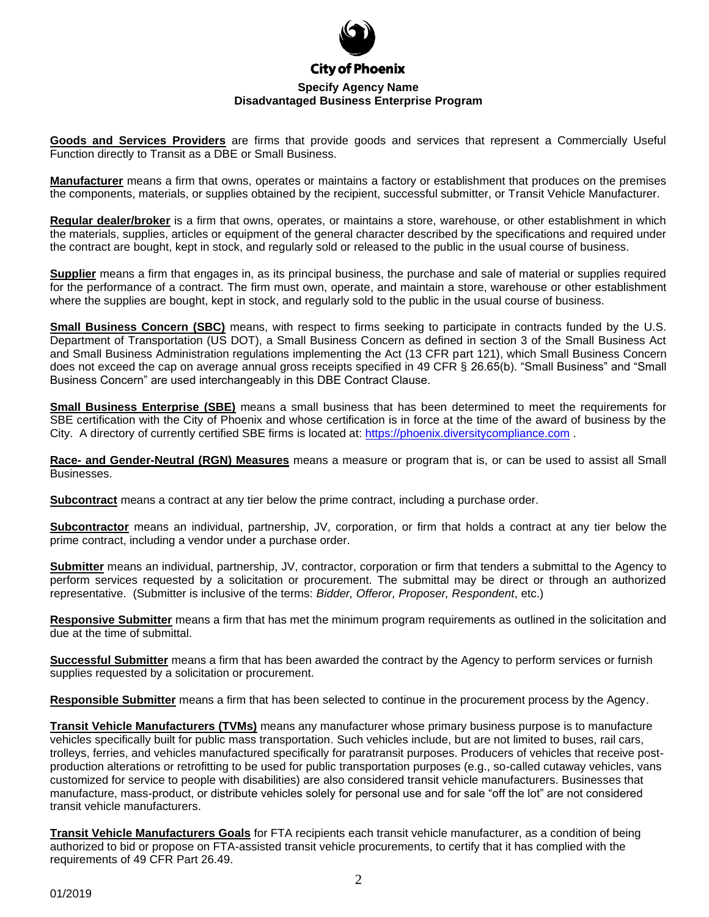**Goods and Services Providers** are firms that provide goods and services that represent a Commercially Useful Function directly to Transit as a DBE or Small Business.

**Manufacturer** means a firm that owns, operates or maintains a factory or establishment that produces on the premises the components, materials, or supplies obtained by the recipient, successful submitter, or Transit Vehicle Manufacturer.

**Regular dealer/broker** is a firm that owns, operates, or maintains a store, warehouse, or other establishment in which the materials, supplies, articles or equipment of the general character described by the specifications and required under the contract are bought, kept in stock, and regularly sold or released to the public in the usual course of business.

**Supplier** means a firm that engages in, as its principal business, the purchase and sale of material or supplies required for the performance of a contract. The firm must own, operate, and maintain a store, warehouse or other establishment where the supplies are bought, kept in stock, and regularly sold to the public in the usual course of business.

**Small Business Concern (SBC)** means, with respect to firms seeking to participate in contracts funded by the U.S. Department of Transportation (US DOT), a Small Business Concern as defined in section 3 of the Small Business Act and Small Business Administration regulations implementing the Act (13 CFR part 121), which Small Business Concern does not exceed the cap on average annual gross receipts specified in 49 CFR § 26.65(b). "Small Business" and "Small Business Concern" are used interchangeably in this DBE Contract Clause.

**Small Business Enterprise (SBE)** means a small business that has been determined to meet the requirements for SBE certification with the City of Phoenix and whose certification is in force at the time of the award of business by the City. A directory of currently certified SBE firms is located at: https://phoenix.diversitycompliance.com .

**Race- and Gender-Neutral (RGN) Measures** means a measure or program that is, or can be used to assist all Small Businesses.

**Subcontract** means a contract at any tier below the prime contract, including a purchase order.

**Subcontractor** means an individual, partnership, JV, corporation, or firm that holds a contract at any tier below the prime contract, including a vendor under a purchase order.

**Submitter** means an individual, partnership, JV, contractor, corporation or firm that tenders a submittal to the Agency to perform services requested by a solicitation or procurement. The submittal may be direct or through an authorized representative. (Submitter is inclusive of the terms: *Bidder, Offeror, Proposer, Respondent*, etc.)

**Responsive Submitter** means a firm that has met the minimum program requirements as outlined in the solicitation and due at the time of submittal.

**Successful Submitter** means a firm that has been awarded the contract by the Agency to perform services or furnish supplies requested by a solicitation or procurement.

**Responsible Submitter** means a firm that has been selected to continue in the procurement process by the Agency.

**Transit Vehicle Manufacturers (TVMs)** means any manufacturer whose primary business purpose is to manufacture vehicles specifically built for public mass transportation. Such vehicles include, but are not limited to buses, rail cars, trolleys, ferries, and vehicles manufactured specifically for paratransit purposes. Producers of vehicles that receive post-production alterations or retrofitting to be used for public transportation purposes (e.g., so-called cutaway vehicles, vans customized for service to people with disabilities) are also considered transit vehicle manufacturers. Businesses that manufacture, mass-product, or distribute vehicles solely for personal use and for sale "off the lot" are not considered transit vehicle manufacturers.

**Transit Vehicle Manufacturers Goals** for FTA recipients each transit vehicle manufacturer, as a condition of being authorized to bid or propose on FTA-assisted transit vehicle procurements, to certify that it has complied with the requirements of 49 CFR Part 26.49.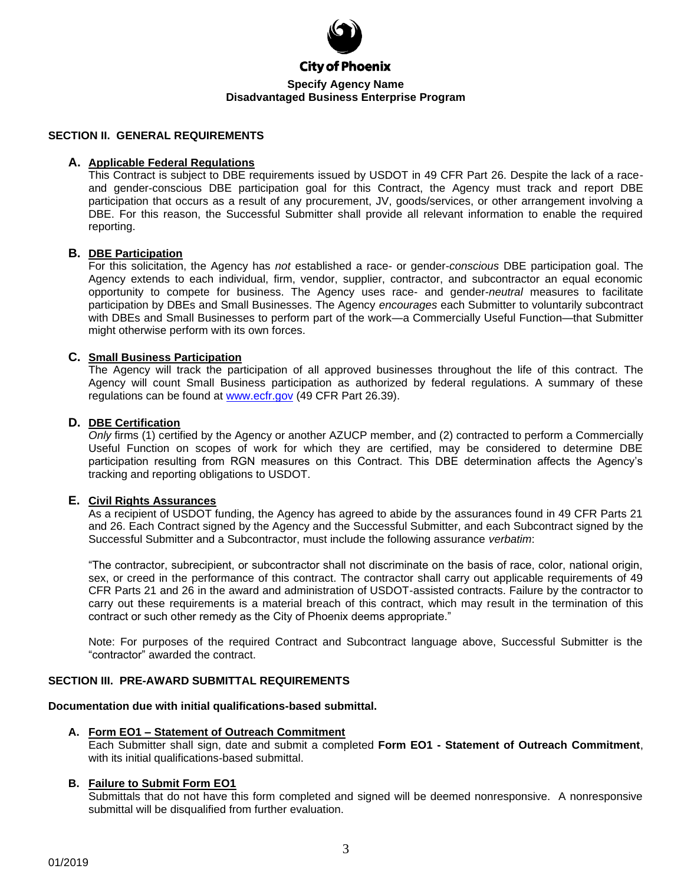**City of Phoenix**

**Specify Agency Name**
**Disadvantaged Business Enterprise Program**

## SECTION II. GENERAL REQUIREMENTS

**A. Applicable Federal Regulations**

This Contract is subject to DBE requirements issued by USDOT in 49 CFR Part 26. Despite the lack of a race- and gender-conscious DBE participation goal for this Contract, the Agency must track and report DBE participation that occurs as a result of any procurement, JV, goods/services, or other arrangement involving a DBE. For this reason, the Successful Submitter shall provide all relevant information to enable the required reporting.

**B. DBE Participation**

For this solicitation, the Agency has *not* established a race- or gender-*conscious* DBE participation goal. The Agency extends to each individual, firm, vendor, supplier, contractor, and subcontractor an equal economic opportunity to compete for business. The Agency uses race- and gender-*neutral* measures to facilitate participation by DBEs and Small Businesses. The Agency *encourages* each Submitter to voluntarily subcontract with DBEs and Small Businesses to perform part of the work—a Commercially Useful Function—that Submitter might otherwise perform with its own forces.

**C. Small Business Participation**

The Agency will track the participation of all approved businesses throughout the life of this contract. The Agency will count Small Business participation as authorized by federal regulations. A summary of these regulations can be found at www.ecfr.gov (49 CFR Part 26.39).

**D. DBE Certification**

*Only* firms (1) certified by the Agency or another AZUCP member, and (2) contracted to perform a Commercially Useful Function on scopes of work for which they are certified, may be considered to determine DBE participation resulting from RGN measures on this Contract. This DBE determination affects the Agency's tracking and reporting obligations to USDOT.

**E. Civil Rights Assurances**

As a recipient of USDOT funding, the Agency has agreed to abide by the assurances found in 49 CFR Parts 21 and 26. Each Contract signed by the Agency and the Successful Submitter, and each Subcontract signed by the Successful Submitter and a Subcontractor, must include the following assurance *verbatim*:

"The contractor, subrecipient, or subcontractor shall not discriminate on the basis of race, color, national origin, sex, or creed in the performance of this contract. The contractor shall carry out applicable requirements of 49 CFR Parts 21 and 26 in the award and administration of USDOT-assisted contracts. Failure by the contractor to carry out these requirements is a material breach of this contract, which may result in the termination of this contract or such other remedy as the City of Phoenix deems appropriate."

Note: For purposes of the required Contract and Subcontract language above, Successful Submitter is the "contractor" awarded the contract.

## SECTION III. PRE-AWARD SUBMITTAL REQUIREMENTS

**Documentation due with initial qualifications-based submittal.**

**A. Form EO1 – Statement of Outreach Commitment**

Each Submitter shall sign, date and submit a completed **Form EO1 - Statement of Outreach Commitment**, with its initial qualifications-based submittal.

**B. Failure to Submit Form EO1**

Submittals that do not have this form completed and signed will be deemed nonresponsive. A nonresponsive submittal will be disqualified from further evaluation.

01/2019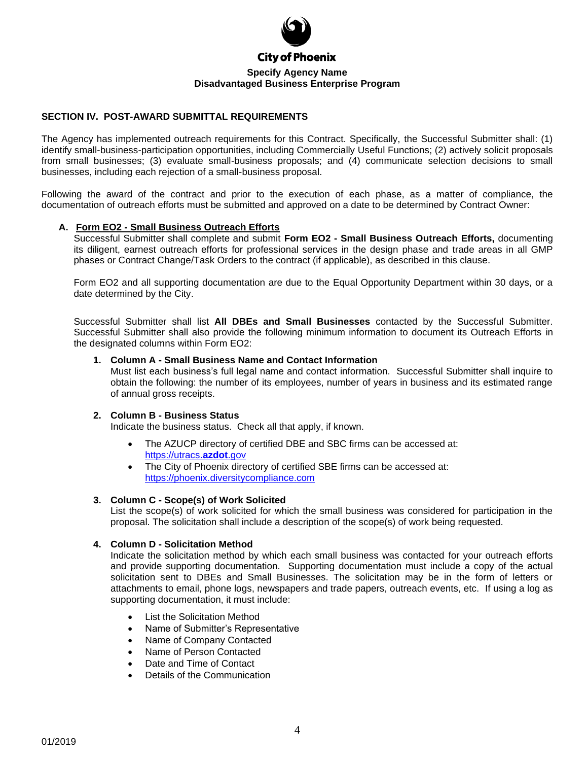City of Phoenix

**Specify Agency Name**
**Disadvantaged Business Enterprise Program**

## SECTION IV. POST-AWARD SUBMITTAL REQUIREMENTS

The Agency has implemented outreach requirements for this Contract. Specifically, the Successful Submitter shall: (1) identify small-business-participation opportunities, including Commercially Useful Functions; (2) actively solicit proposals from small businesses; (3) evaluate small-business proposals; and (4) communicate selection decisions to small businesses, including each rejection of a small-business proposal.

Following the award of the contract and prior to the execution of each phase, as a matter of compliance, the documentation of outreach efforts must be submitted and approved on a date to be determined by Contract Owner:

### A. Form EO2 - Small Business Outreach Efforts

Successful Submitter shall complete and submit **Form EO2 - Small Business Outreach Efforts,** documenting its diligent, earnest outreach efforts for professional services in the design phase and trade areas in all GMP phases or Contract Change/Task Orders to the contract (if applicable), as described in this clause.

Form EO2 and all supporting documentation are due to the Equal Opportunity Department within 30 days, or a date determined by the City.

Successful Submitter shall list **All DBEs and Small Businesses** contacted by the Successful Submitter. Successful Submitter shall also provide the following minimum information to document its Outreach Efforts in the designated columns within Form EO2:

1. **Column A - Small Business Name and Contact Information**
   Must list each business's full legal name and contact information. Successful Submitter shall inquire to obtain the following: the number of its employees, number of years in business and its estimated range of annual gross receipts.

2. **Column B - Business Status**
   Indicate the business status. Check all that apply, if known.

   - The AZUCP directory of certified DBE and SBC firms can be accessed at: https://utracs.azdot.gov
   - The City of Phoenix directory of certified SBE firms can be accessed at: https://phoenix.diversitycompliance.com

3. **Column C - Scope(s) of Work Solicited**
   List the scope(s) of work solicited for which the small business was considered for participation in the proposal. The solicitation shall include a description of the scope(s) of work being requested.

4. **Column D - Solicitation Method**
   Indicate the solicitation method by which each small business was contacted for your outreach efforts and provide supporting documentation. Supporting documentation must include a copy of the actual solicitation sent to DBEs and Small Businesses. The solicitation may be in the form of letters or attachments to email, phone logs, newspapers and trade papers, outreach events, etc. If using a log as supporting documentation, it must include:

   - List the Solicitation Method
   - Name of Submitter's Representative
   - Name of Company Contacted
   - Name of Person Contacted
   - Date and Time of Contact
   - Details of the Communication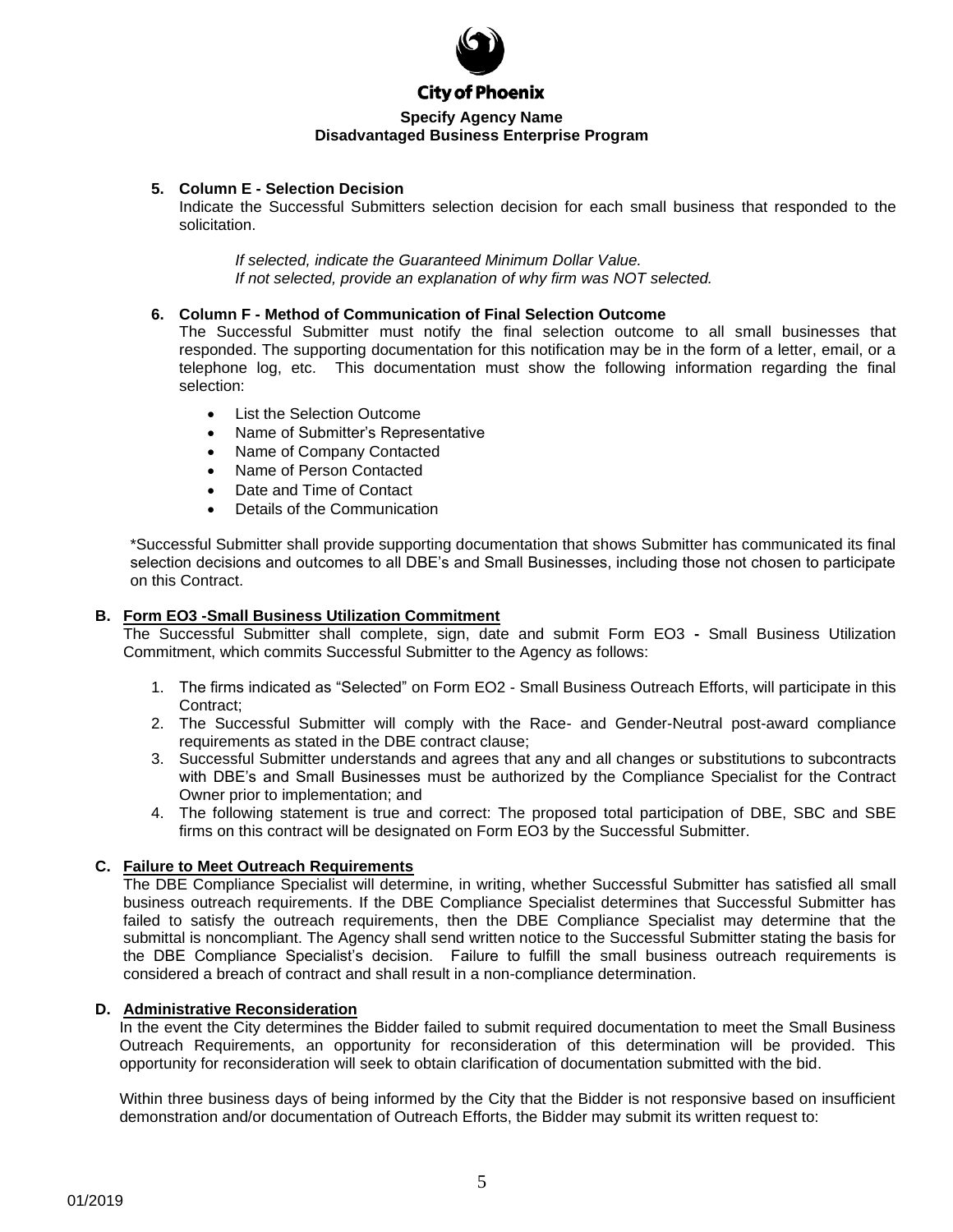**City of Phoenix**

**Specify Agency Name**
**Disadvantaged Business Enterprise Program**

5. **Column E - Selection Decision**
   Indicate the Successful Submitters selection decision for each small business that responded to the solicitation.

   *If selected, indicate the Guaranteed Minimum Dollar Value.*
   *If not selected, provide an explanation of why firm was NOT selected.*

6. **Column F - Method of Communication of Final Selection Outcome**
   The Successful Submitter must notify the final selection outcome to all small businesses that responded. The supporting documentation for this notification may be in the form of a letter, email, or a telephone log, etc. This documentation must show the following information regarding the final selection:

   - List the Selection Outcome
   - Name of Submitter's Representative
   - Name of Company Contacted
   - Name of Person Contacted
   - Date and Time of Contact
   - Details of the Communication

*Successful Submitter shall provide supporting documentation that shows Submitter has communicated its final selection decisions and outcomes to all DBE's and Small Businesses, including those not chosen to participate on this Contract.

**B. Form EO3 -Small Business Utilization Commitment**

The Successful Submitter shall complete, sign, date and submit Form EO3 **-** Small Business Utilization Commitment, which commits Successful Submitter to the Agency as follows:

1. The firms indicated as "Selected" on Form EO2 - Small Business Outreach Efforts, will participate in this Contract;
2. The Successful Submitter will comply with the Race- and Gender-Neutral post-award compliance requirements as stated in the DBE contract clause;
3. Successful Submitter understands and agrees that any and all changes or substitutions to subcontracts with DBE's and Small Businesses must be authorized by the Compliance Specialist for the Contract Owner prior to implementation; and
4. The following statement is true and correct: The proposed total participation of DBE, SBC and SBE firms on this contract will be designated on Form EO3 by the Successful Submitter.

**C. Failure to Meet Outreach Requirements**

The DBE Compliance Specialist will determine, in writing, whether Successful Submitter has satisfied all small business outreach requirements. If the DBE Compliance Specialist determines that Successful Submitter has failed to satisfy the outreach requirements, then the DBE Compliance Specialist may determine that the submittal is noncompliant. The Agency shall send written notice to the Successful Submitter stating the basis for the DBE Compliance Specialist's decision. Failure to fulfill the small business outreach requirements is considered a breach of contract and shall result in a non-compliance determination.

**D. Administrative Reconsideration**

In the event the City determines the Bidder failed to submit required documentation to meet the Small Business Outreach Requirements, an opportunity for reconsideration of this determination will be provided. This opportunity for reconsideration will seek to obtain clarification of documentation submitted with the bid.

Within three business days of being informed by the City that the Bidder is not responsive based on insufficient demonstration and/or documentation of Outreach Efforts, the Bidder may submit its written request to: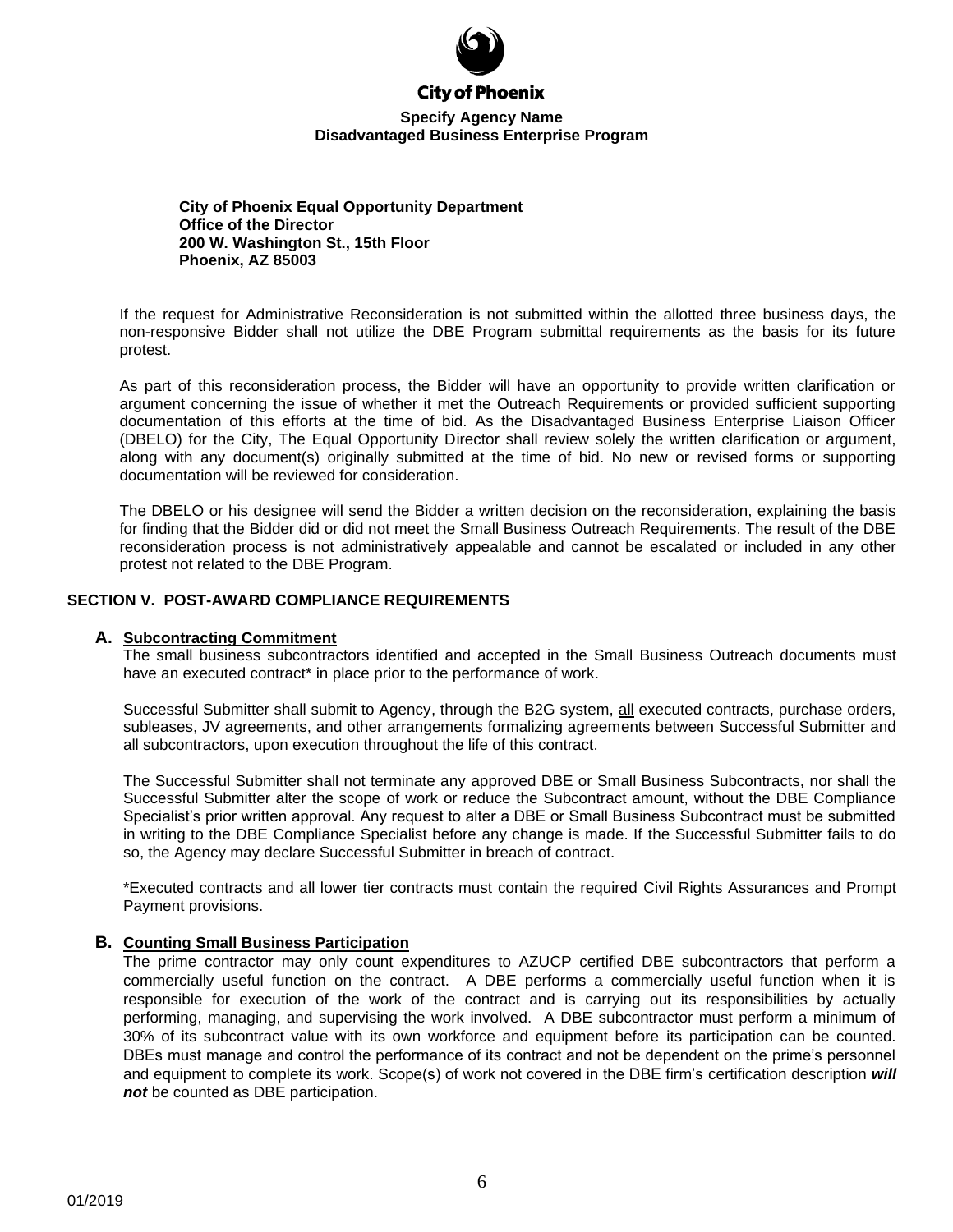**City of Phoenix Equal Opportunity Department**
**Office of the Director**
**200 W. Washington St., 15th Floor**
**Phoenix, AZ 85003**

If the request for Administrative Reconsideration is not submitted within the allotted three business days, the non-responsive Bidder shall not utilize the DBE Program submittal requirements as the basis for its future protest.

As part of this reconsideration process, the Bidder will have an opportunity to provide written clarification or argument concerning the issue of whether it met the Outreach Requirements or provided sufficient supporting documentation of this efforts at the time of bid. As the Disadvantaged Business Enterprise Liaison Officer (DBELO) for the City, The Equal Opportunity Director shall review solely the written clarification or argument, along with any document(s) originally submitted at the time of bid. No new or revised forms or supporting documentation will be reviewed for consideration.

The DBELO or his designee will send the Bidder a written decision on the reconsideration, explaining the basis for finding that the Bidder did or did not meet the Small Business Outreach Requirements. The result of the DBE reconsideration process is not administratively appealable and cannot be escalated or included in any other protest not related to the DBE Program.

## SECTION V. POST-AWARD COMPLIANCE REQUIREMENTS

### A. Subcontracting Commitment

The small business subcontractors identified and accepted in the Small Business Outreach documents must have an executed contract* in place prior to the performance of work.

Successful Submitter shall submit to Agency, through the B2G system, all executed contracts, purchase orders, subleases, JV agreements, and other arrangements formalizing agreements between Successful Submitter and all subcontractors, upon execution throughout the life of this contract.

The Successful Submitter shall not terminate any approved DBE or Small Business Subcontracts, nor shall the Successful Submitter alter the scope of work or reduce the Subcontract amount, without the DBE Compliance Specialist's prior written approval. Any request to alter a DBE or Small Business Subcontract must be submitted in writing to the DBE Compliance Specialist before any change is made. If the Successful Submitter fails to do so, the Agency may declare Successful Submitter in breach of contract.

*Executed contracts and all lower tier contracts must contain the required Civil Rights Assurances and Prompt Payment provisions.

### B. Counting Small Business Participation

The prime contractor may only count expenditures to AZUCP certified DBE subcontractors that perform a commercially useful function on the contract. A DBE performs a commercially useful function when it is responsible for execution of the work of the contract and is carrying out its responsibilities by actually performing, managing, and supervising the work involved. A DBE subcontractor must perform a minimum of 30% of its subcontract value with its own workforce and equipment before its participation can be counted. DBEs must manage and control the performance of its contract and not be dependent on the prime's personnel and equipment to complete its work. Scope(s) of work not covered in the DBE firm's certification description ***will not*** be counted as DBE participation.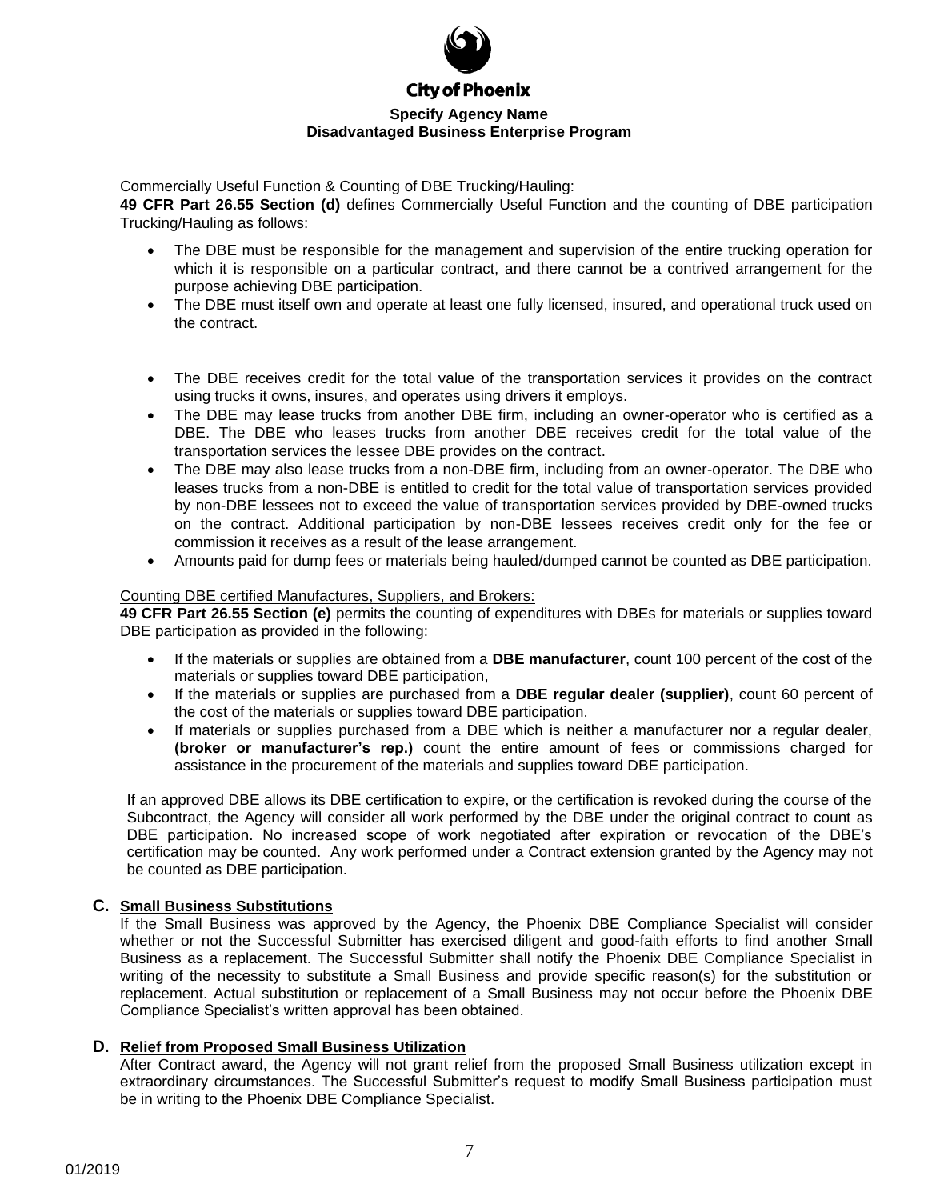Commercially Useful Function & Counting of DBE Trucking/Hauling:

**49 CFR Part 26.55 Section (d)** defines Commercially Useful Function and the counting of DBE participation Trucking/Hauling as follows:

- The DBE must be responsible for the management and supervision of the entire trucking operation for which it is responsible on a particular contract, and there cannot be a contrived arrangement for the purpose achieving DBE participation.
- The DBE must itself own and operate at least one fully licensed, insured, and operational truck used on the contract.
- The DBE receives credit for the total value of the transportation services it provides on the contract using trucks it owns, insures, and operates using drivers it employs.
- The DBE may lease trucks from another DBE firm, including an owner-operator who is certified as a DBE. The DBE who leases trucks from another DBE receives credit for the total value of the transportation services the lessee DBE provides on the contract.
- The DBE may also lease trucks from a non-DBE firm, including from an owner-operator. The DBE who leases trucks from a non-DBE is entitled to credit for the total value of transportation services provided by non-DBE lessees not to exceed the value of transportation services provided by DBE-owned trucks on the contract. Additional participation by non-DBE lessees receives credit only for the fee or commission it receives as a result of the lease arrangement.
- Amounts paid for dump fees or materials being hauled/dumped cannot be counted as DBE participation.

Counting DBE certified Manufactures, Suppliers, and Brokers:

**49 CFR Part 26.55 Section (e)** permits the counting of expenditures with DBEs for materials or supplies toward DBE participation as provided in the following:

- If the materials or supplies are obtained from a **DBE manufacturer**, count 100 percent of the cost of the materials or supplies toward DBE participation,
- If the materials or supplies are purchased from a **DBE regular dealer (supplier)**, count 60 percent of the cost of the materials or supplies toward DBE participation.
- If materials or supplies purchased from a DBE which is neither a manufacturer nor a regular dealer, **(broker or manufacturer's rep.)** count the entire amount of fees or commissions charged for assistance in the procurement of the materials and supplies toward DBE participation.

If an approved DBE allows its DBE certification to expire, or the certification is revoked during the course of the Subcontract, the Agency will consider all work performed by the DBE under the original contract to count as DBE participation. No increased scope of work negotiated after expiration or revocation of the DBE's certification may be counted. Any work performed under a Contract extension granted by the Agency may not be counted as DBE participation.

## C. Small Business Substitutions

If the Small Business was approved by the Agency, the Phoenix DBE Compliance Specialist will consider whether or not the Successful Submitter has exercised diligent and good-faith efforts to find another Small Business as a replacement. The Successful Submitter shall notify the Phoenix DBE Compliance Specialist in writing of the necessity to substitute a Small Business and provide specific reason(s) for the substitution or replacement. Actual substitution or replacement of a Small Business may not occur before the Phoenix DBE Compliance Specialist's written approval has been obtained.

## D. Relief from Proposed Small Business Utilization

After Contract award, the Agency will not grant relief from the proposed Small Business utilization except in extraordinary circumstances. The Successful Submitter's request to modify Small Business participation must be in writing to the Phoenix DBE Compliance Specialist.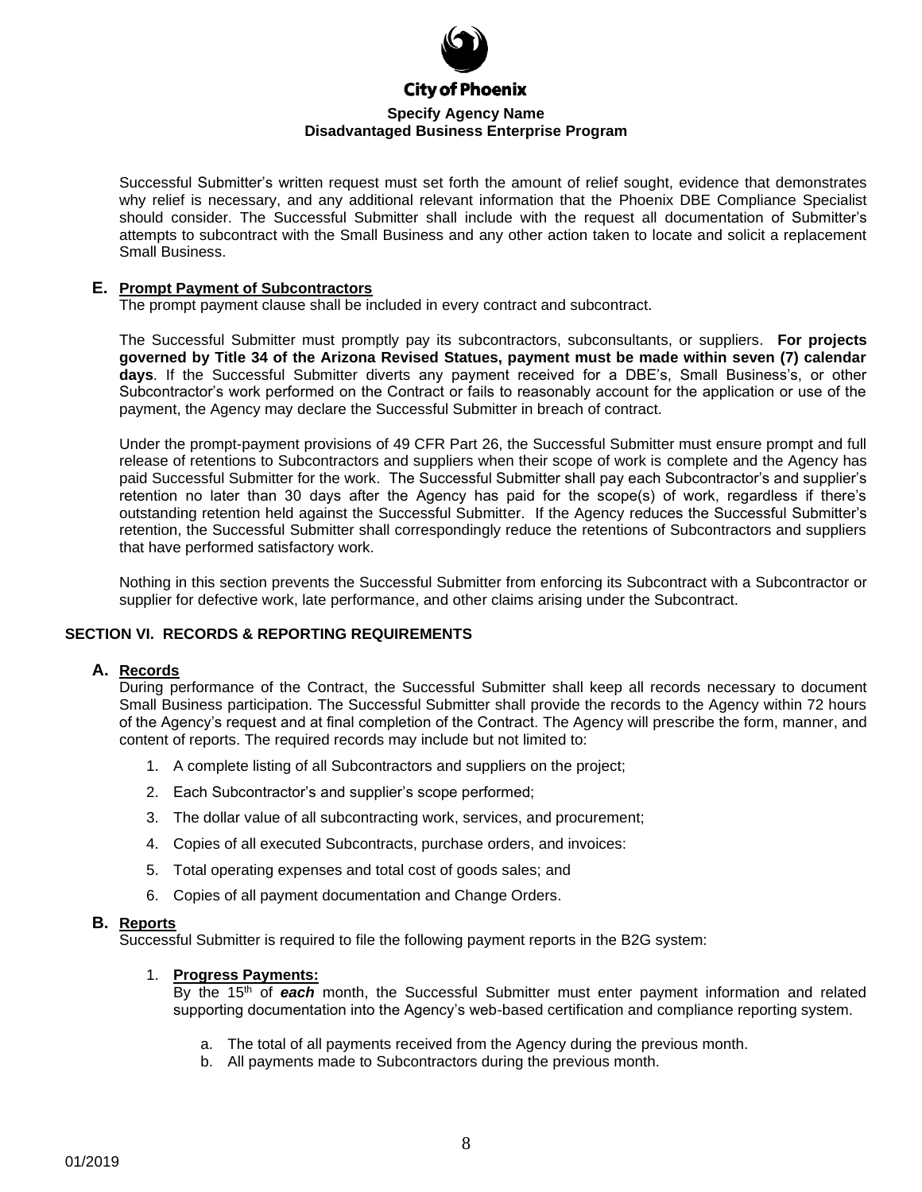Successful Submitter's written request must set forth the amount of relief sought, evidence that demonstrates why relief is necessary, and any additional relevant information that the Phoenix DBE Compliance Specialist should consider. The Successful Submitter shall include with the request all documentation of Submitter's attempts to subcontract with the Small Business and any other action taken to locate and solicit a replacement Small Business.

### E. Prompt Payment of Subcontractors

The prompt payment clause shall be included in every contract and subcontract.

The Successful Submitter must promptly pay its subcontractors, subconsultants, or suppliers. **For projects governed by Title 34 of the Arizona Revised Statues, payment must be made within seven (7) calendar days**. If the Successful Submitter diverts any payment received for a DBE's, Small Business's, or other Subcontractor's work performed on the Contract or fails to reasonably account for the application or use of the payment, the Agency may declare the Successful Submitter in breach of contract.

Under the prompt-payment provisions of 49 CFR Part 26, the Successful Submitter must ensure prompt and full release of retentions to Subcontractors and suppliers when their scope of work is complete and the Agency has paid Successful Submitter for the work. The Successful Submitter shall pay each Subcontractor's and supplier's retention no later than 30 days after the Agency has paid for the scope(s) of work, regardless if there's outstanding retention held against the Successful Submitter. If the Agency reduces the Successful Submitter's retention, the Successful Submitter shall correspondingly reduce the retentions of Subcontractors and suppliers that have performed satisfactory work.

Nothing in this section prevents the Successful Submitter from enforcing its Subcontract with a Subcontractor or supplier for defective work, late performance, and other claims arising under the Subcontract.

## SECTION VI. RECORDS & REPORTING REQUIREMENTS

### A. Records

During performance of the Contract, the Successful Submitter shall keep all records necessary to document Small Business participation. The Successful Submitter shall provide the records to the Agency within 72 hours of the Agency's request and at final completion of the Contract. The Agency will prescribe the form, manner, and content of reports. The required records may include but not limited to:

1. A complete listing of all Subcontractors and suppliers on the project;
2. Each Subcontractor's and supplier's scope performed;
3. The dollar value of all subcontracting work, services, and procurement;
4. Copies of all executed Subcontracts, purchase orders, and invoices:
5. Total operating expenses and total cost of goods sales; and
6. Copies of all payment documentation and Change Orders.

### B. Reports

Successful Submitter is required to file the following payment reports in the B2G system:

1. **Progress Payments:**
   By the 15th of ***each*** month, the Successful Submitter must enter payment information and related supporting documentation into the Agency's web-based certification and compliance reporting system.

   a. The total of all payments received from the Agency during the previous month.
   b. All payments made to Subcontractors during the previous month.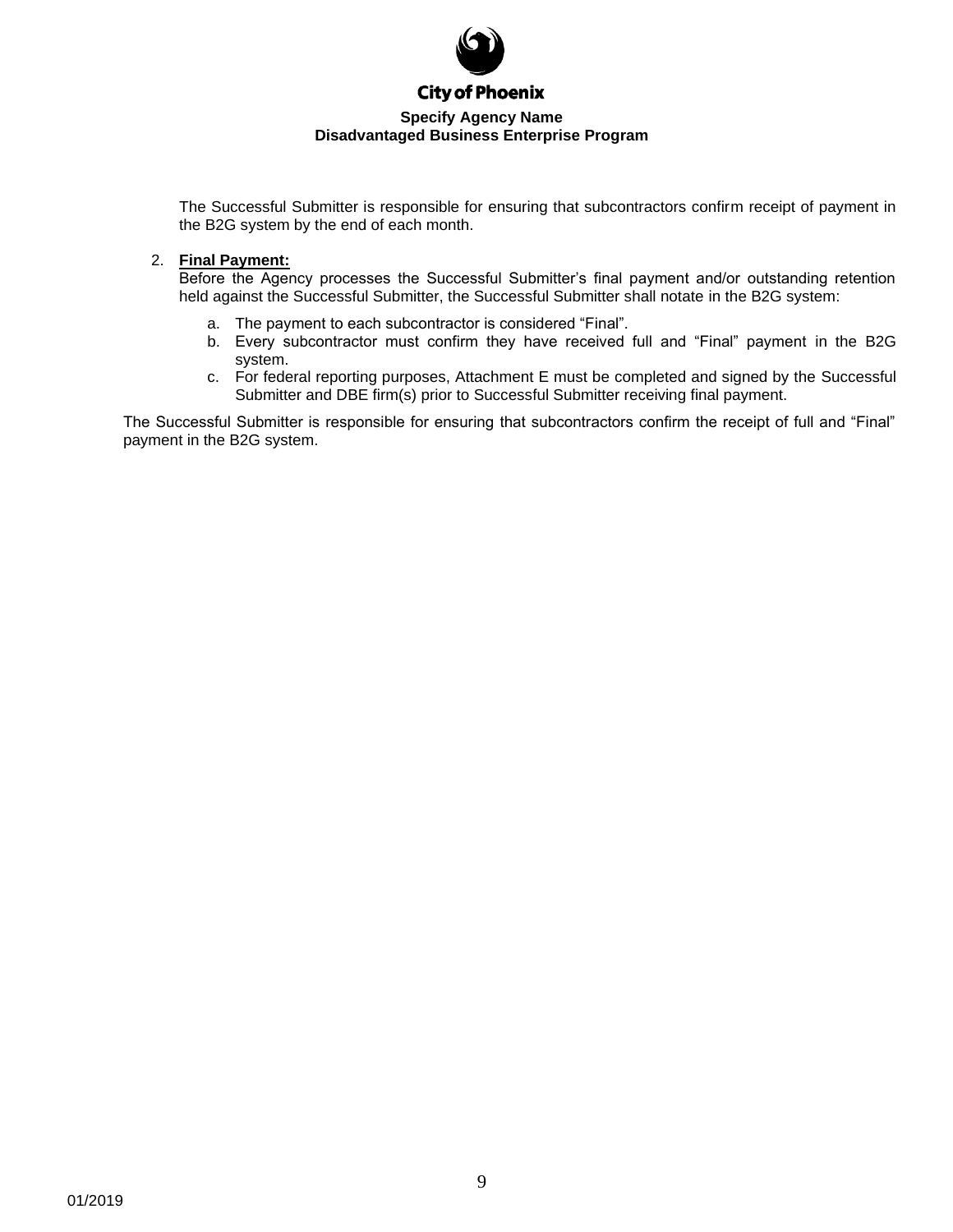The Successful Submitter is responsible for ensuring that subcontractors confirm receipt of payment in the B2G system by the end of each month.

2. **Final Payment:**
   Before the Agency processes the Successful Submitter's final payment and/or outstanding retention held against the Successful Submitter, the Successful Submitter shall notate in the B2G system:

   a. The payment to each subcontractor is considered "Final".
   b. Every subcontractor must confirm they have received full and "Final" payment in the B2G system.
   c. For federal reporting purposes, Attachment E must be completed and signed by the Successful Submitter and DBE firm(s) prior to Successful Submitter receiving final payment.

The Successful Submitter is responsible for ensuring that subcontractors confirm the receipt of full and "Final" payment in the B2G system.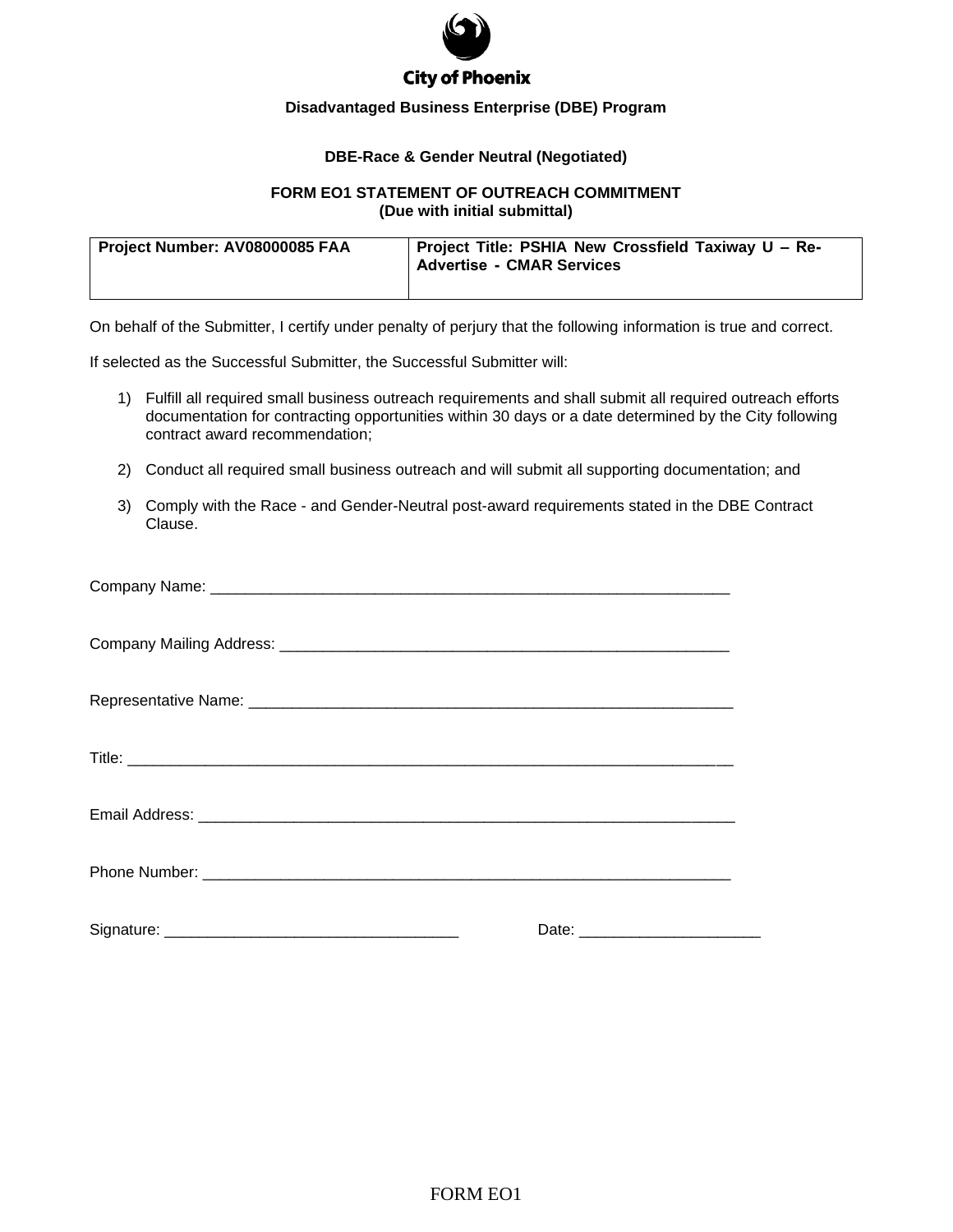City of Phoenix

**Disadvantaged Business Enterprise (DBE) Program**

**DBE-Race & Gender Neutral (Negotiated)**

**FORM EO1 STATEMENT OF OUTREACH COMMITMENT**
**(Due with initial submittal)**

| **Project Number: AV08000085 FAA** | **Project Title: PSHIA New Crossfield Taxiway U – Re-Advertise - CMAR Services** |
|---|---|

On behalf of the Submitter, I certify under penalty of perjury that the following information is true and correct.

If selected as the Successful Submitter, the Successful Submitter will:

1) Fulfill all required small business outreach requirements and shall submit all required outreach efforts documentation for contracting opportunities within 30 days or a date determined by the City following contract award recommendation;

2) Conduct all required small business outreach and will submit all supporting documentation; and

3) Comply with the Race - and Gender-Neutral post-award requirements stated in the DBE Contract Clause.

Company Name: ____________________________________________________________

Company Mailing Address: ____________________________________________________

Representative Name: _______________________________________________________

Title: ____________________________________________________________________

Email Address: ____________________________________________________________

Phone Number: ____________________________________________________________

Signature: __________________________________ Date: _____________________

FORM EO1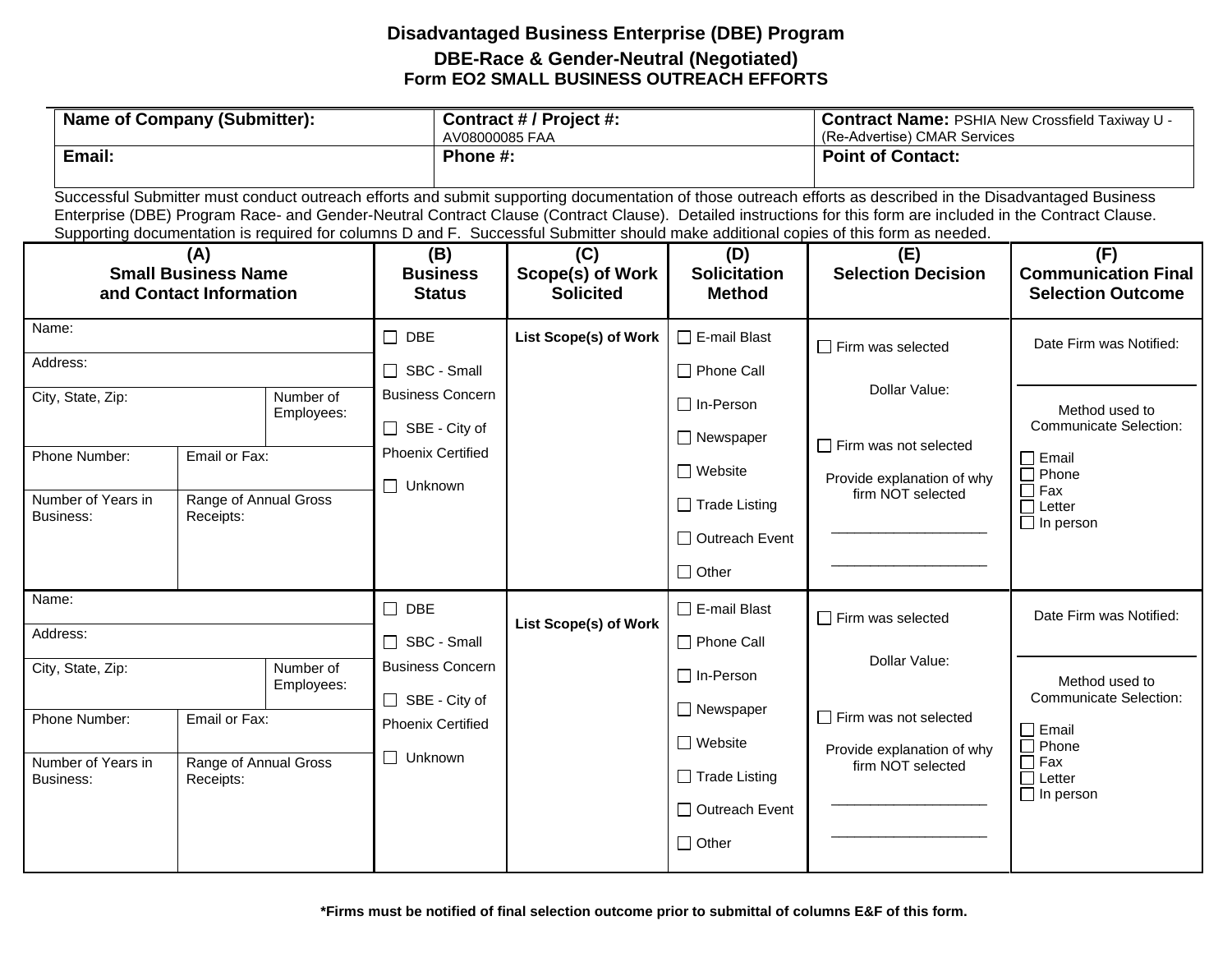# Disadvantaged Business Enterprise (DBE) Program

## DBE-Race & Gender-Neutral (Negotiated)

### Form EO2 SMALL BUSINESS OUTREACH EFFORTS

| **Name of Company (Submitter):** | **Contract # / Project #:** AV08000085 FAA | **Contract Name:** PSHIA New Crossfield Taxiway U - (Re-Advertise) CMAR Services |
|---|---|---|
| **Email:** | **Phone #:** | **Point of Contact:** |

Successful Submitter must conduct outreach efforts and submit supporting documentation of those outreach efforts as described in the Disadvantaged Business Enterprise (DBE) Program Race- and Gender-Neutral Contract Clause (Contract Clause). Detailed instructions for this form are included in the Contract Clause. Supporting documentation is required for columns D and F. Successful Submitter should make additional copies of this form as needed.

| **(A) Small Business Name and Contact Information** | **(B) Business Status** | **(C) Scope(s) of Work Solicited** | **(D) Solicitation Method** | **(E) Selection Decision** | **(F) Communication Final Selection Outcome** |
|---|---|---|---|---|---|
| Name:<br>Address:<br>City, State, Zip: / Number of Employees:<br>Phone Number: / Email or Fax:<br>Number of Years in Business: / Range of Annual Gross Receipts: | ☐ DBE<br>☐ SBC - Small Business Concern<br>☐ SBE - City of Phoenix Certified<br>☐ Unknown | **List Scope(s) of Work** | ☐ E-mail Blast<br>☐ Phone Call<br>☐ In-Person<br>☐ Newspaper<br>☐ Website<br>☐ Trade Listing<br>☐ Outreach Event<br>☐ Other | ☐ Firm was selected<br>Dollar Value:<br>☐ Firm was not selected<br>Provide explanation of why firm NOT selected<br>\_\_\_\_\_\_\_\_\_\_\_\_\_\_\_\_\_\_\_\_<br>\_\_\_\_\_\_\_\_\_\_\_\_\_\_\_\_\_\_\_\_ | Date Firm was Notified:<br>Method used to Communicate Selection:<br>☐ Email<br>☐ Phone<br>☐ Fax<br>☐ Letter<br>☐ In person |
| Name:<br>Address:<br>City, State, Zip: / Number of Employees:<br>Phone Number: / Email or Fax:<br>Number of Years in Business: / Range of Annual Gross Receipts: | ☐ DBE<br>☐ SBC - Small Business Concern<br>☐ SBE - City of Phoenix Certified<br>☐ Unknown | **List Scope(s) of Work** | ☐ E-mail Blast<br>☐ Phone Call<br>☐ In-Person<br>☐ Newspaper<br>☐ Website<br>☐ Trade Listing<br>☐ Outreach Event<br>☐ Other | ☐ Firm was selected<br>Dollar Value:<br>☐ Firm was not selected<br>Provide explanation of why firm NOT selected<br>\_\_\_\_\_\_\_\_\_\_\_\_\_\_\_\_\_\_\_\_<br>\_\_\_\_\_\_\_\_\_\_\_\_\_\_\_\_\_\_\_\_ | Date Firm was Notified:<br>Method used to Communicate Selection:<br>☐ Email<br>☐ Phone<br>☐ Fax<br>☐ Letter<br>☐ In person |

**\*Firms must be notified of final selection outcome prior to submittal of columns E&F of this form.**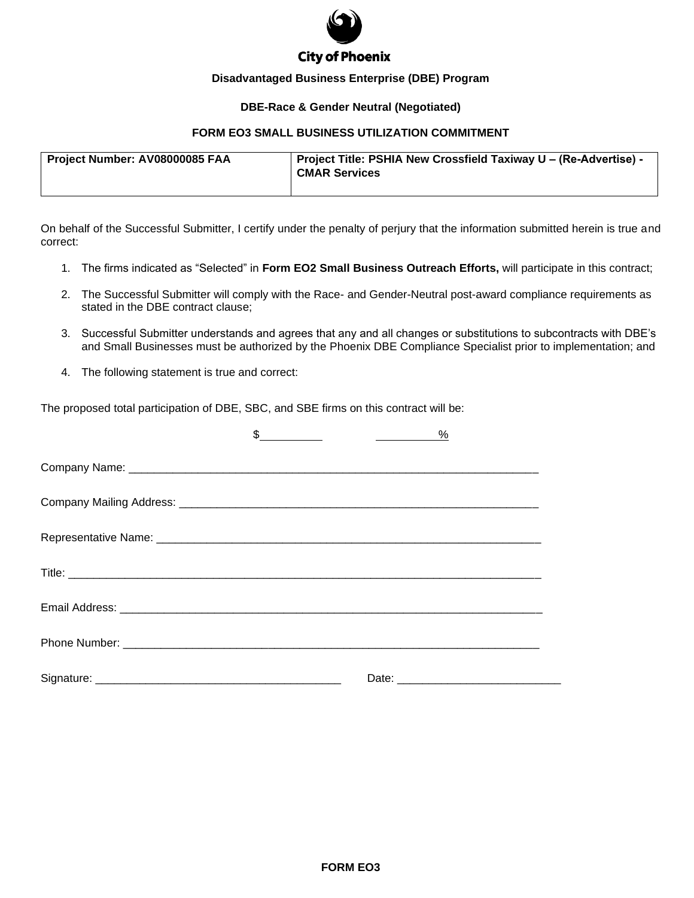City of Phoenix

**Disadvantaged Business Enterprise (DBE) Program**

**DBE-Race & Gender Neutral (Negotiated)**

**FORM EO3 SMALL BUSINESS UTILIZATION COMMITMENT**

| **Project Number: AV08000085 FAA** | **Project Title: PSHIA New Crossfield Taxiway U – (Re-Advertise) - CMAR Services** |
|---|---|

On behalf of the Successful Submitter, I certify under the penalty of perjury that the information submitted herein is true and correct:

1. The firms indicated as "Selected" in **Form EO2 Small Business Outreach Efforts,** will participate in this contract;
2. The Successful Submitter will comply with the Race- and Gender-Neutral post-award compliance requirements as stated in the DBE contract clause;
3. Successful Submitter understands and agrees that any and all changes or substitutions to subcontracts with DBE's and Small Businesses must be authorized by the Phoenix DBE Compliance Specialist prior to implementation; and
4. The following statement is true and correct:

The proposed total participation of DBE, SBC, and SBE firms on this contract will be:

$__________ __________%

Company Name: ____________________________________________________________________

Company Mailing Address: ___________________________________________________________

Representative Name: _______________________________________________________________

Title: _____________________________________________________________________________

Email Address: _____________________________________________________________________

Phone Number: _____________________________________________________________________

Signature: ______________________________________ Date: _________________________

**FORM EO3**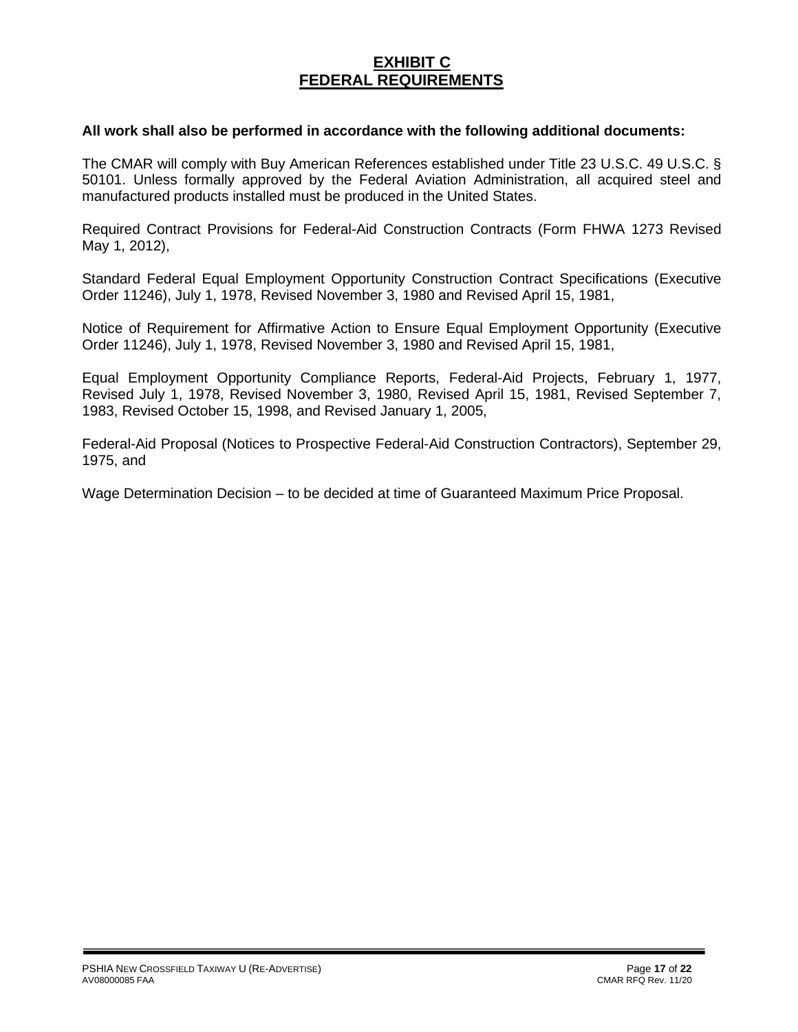# EXHIBIT C
# FEDERAL REQUIREMENTS

**All work shall also be performed in accordance with the following additional documents:**

The CMAR will comply with Buy American References established under Title 23 U.S.C. 49 U.S.C. § 50101. Unless formally approved by the Federal Aviation Administration, all acquired steel and manufactured products installed must be produced in the United States.

Required Contract Provisions for Federal-Aid Construction Contracts (Form FHWA 1273 Revised May 1, 2012),

Standard Federal Equal Employment Opportunity Construction Contract Specifications (Executive Order 11246), July 1, 1978, Revised November 3, 1980 and Revised April 15, 1981,

Notice of Requirement for Affirmative Action to Ensure Equal Employment Opportunity (Executive Order 11246), July 1, 1978, Revised November 3, 1980 and Revised April 15, 1981,

Equal Employment Opportunity Compliance Reports, Federal-Aid Projects, February 1, 1977, Revised July 1, 1978, Revised November 3, 1980, Revised April 15, 1981, Revised September 7, 1983, Revised October 15, 1998, and Revised January 1, 2005,

Federal-Aid Proposal (Notices to Prospective Federal-Aid Construction Contractors), September 29, 1975, and

Wage Determination Decision – to be decided at time of Guaranteed Maximum Price Proposal.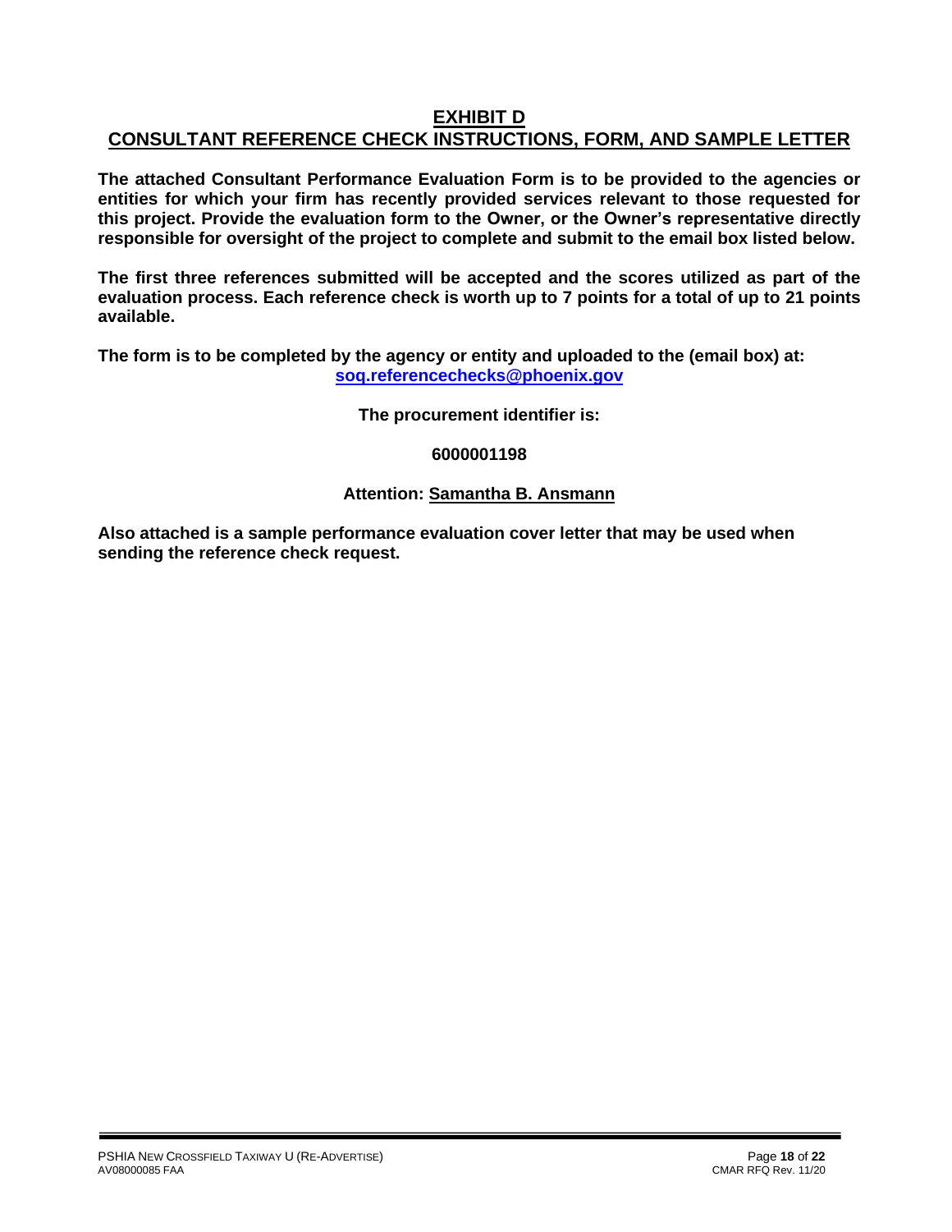# EXHIBIT D
# CONSULTANT REFERENCE CHECK INSTRUCTIONS, FORM, AND SAMPLE LETTER

**The attached Consultant Performance Evaluation Form is to be provided to the agencies or entities for which your firm has recently provided services relevant to those requested for this project. Provide the evaluation form to the Owner, or the Owner's representative directly responsible for oversight of the project to complete and submit to the email box listed below.**

**The first three references submitted will be accepted and the scores utilized as part of the evaluation process. Each reference check is worth up to 7 points for a total of up to 21 points available.**

**The form is to be completed by the agency or entity and uploaded to the (email box) at: soq.referencechecks@phoenix.gov**

**The procurement identifier is:**

**6000001198**

**Attention: Samantha B. Ansmann**

**Also attached is a sample performance evaluation cover letter that may be used when sending the reference check request.**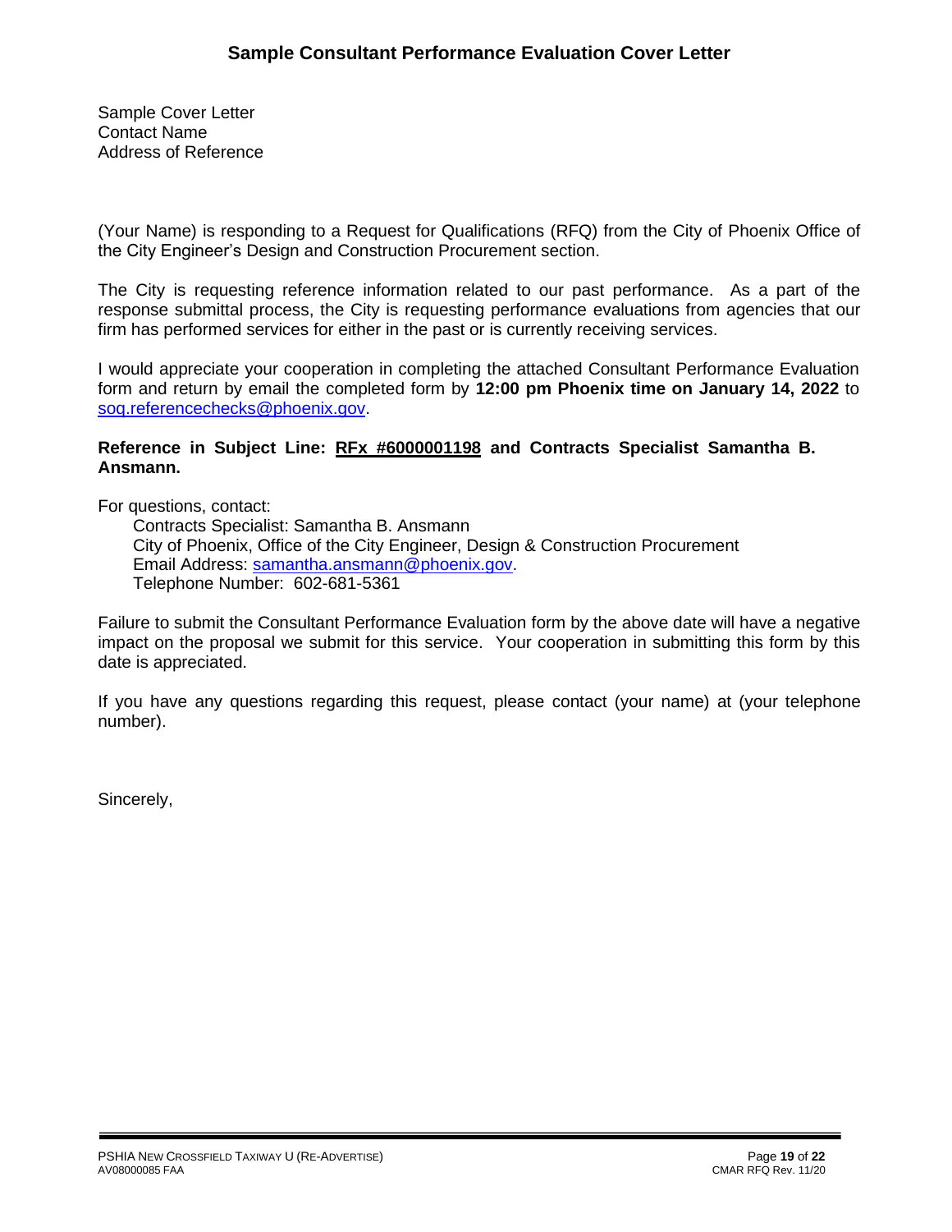## Sample Consultant Performance Evaluation Cover Letter

Sample Cover Letter
Contact Name
Address of Reference

(Your Name) is responding to a Request for Qualifications (RFQ) from the City of Phoenix Office of the City Engineer's Design and Construction Procurement section.

The City is requesting reference information related to our past performance. As a part of the response submittal process, the City is requesting performance evaluations from agencies that our firm has performed services for either in the past or is currently receiving services.

I would appreciate your cooperation in completing the attached Consultant Performance Evaluation form and return by email the completed form by **12:00 pm Phoenix time on January 14, 2022** to soq.referencechecks@phoenix.gov.

**Reference in Subject Line: RFx #6000001198 and Contracts Specialist Samantha B. Ansmann.**

For questions, contact:

Contracts Specialist: Samantha B. Ansmann
City of Phoenix, Office of the City Engineer, Design & Construction Procurement
Email Address: samantha.ansmann@phoenix.gov.
Telephone Number: 602-681-5361

Failure to submit the Consultant Performance Evaluation form by the above date will have a negative impact on the proposal we submit for this service. Your cooperation in submitting this form by this date is appreciated.

If you have any questions regarding this request, please contact (your name) at (your telephone number).

Sincerely,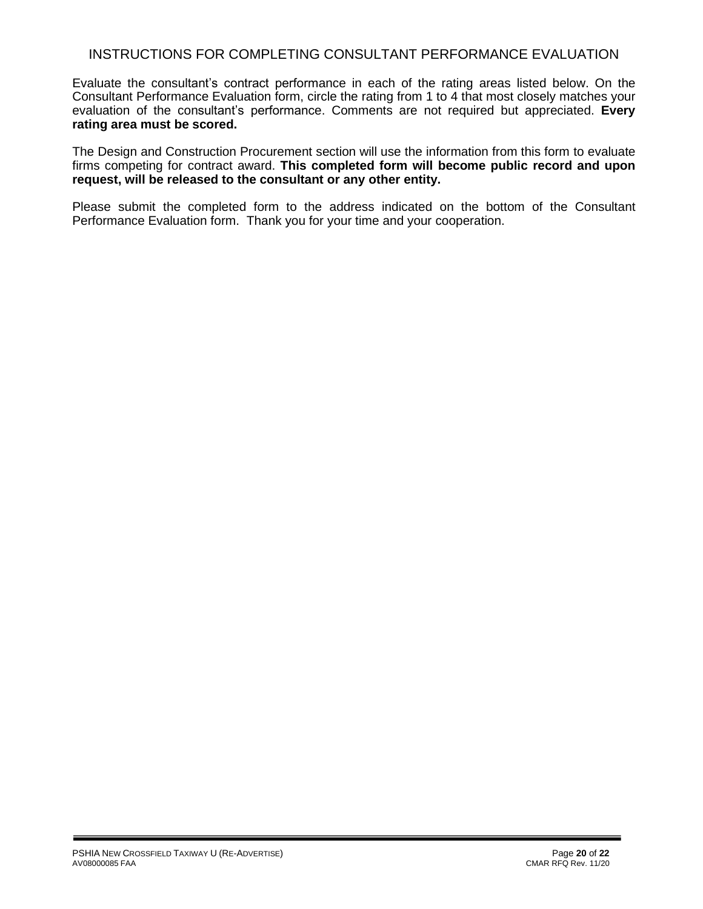# INSTRUCTIONS FOR COMPLETING CONSULTANT PERFORMANCE EVALUATION

Evaluate the consultant's contract performance in each of the rating areas listed below. On the Consultant Performance Evaluation form, circle the rating from 1 to 4 that most closely matches your evaluation of the consultant's performance. Comments are not required but appreciated. **Every rating area must be scored.**

The Design and Construction Procurement section will use the information from this form to evaluate firms competing for contract award. **This completed form will become public record and upon request, will be released to the consultant or any other entity.**

Please submit the completed form to the address indicated on the bottom of the Consultant Performance Evaluation form. Thank you for your time and your cooperation.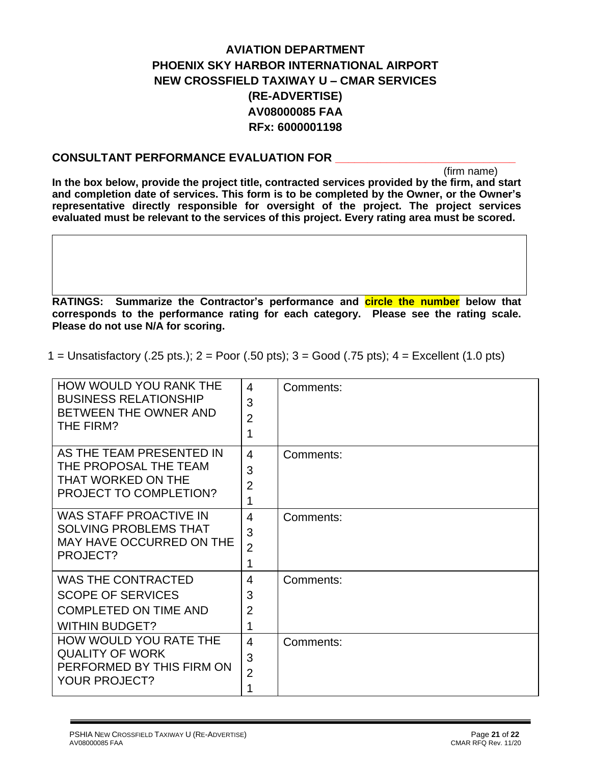**AVIATION DEPARTMENT**
**PHOENIX SKY HARBOR INTERNATIONAL AIRPORT**
**NEW CROSSFIELD TAXIWAY U – CMAR SERVICES**
**(RE-ADVERTISE)**
**AV08000085 FAA**
**RFx: 6000001198**

**CONSULTANT PERFORMANCE EVALUATION FOR ____________________________**
(firm name)

**In the box below, provide the project title, contracted services provided by the firm, and start and completion date of services. This form is to be completed by the Owner, or the Owner's representative directly responsible for oversight of the project. The project services evaluated must be relevant to the services of this project. Every rating area must be scored.**

| |
|---|
| |

**RATINGS: Summarize the Contractor's performance and circle the number below that corresponds to the performance rating for each category. Please see the rating scale. Please do not use N/A for scoring.**

1 = Unsatisfactory (.25 pts.); 2 = Poor (.50 pts); 3 = Good (.75 pts); 4 = Excellent (1.0 pts)

| | | |
|---|---|---|
| HOW WOULD YOU RANK THE BUSINESS RELATIONSHIP BETWEEN THE OWNER AND THE FIRM? | 4<br>3<br>2<br>1 | Comments: |
| AS THE TEAM PRESENTED IN THE PROPOSAL THE TEAM THAT WORKED ON THE PROJECT TO COMPLETION? | 4<br>3<br>2<br>1 | Comments: |
| WAS STAFF PROACTIVE IN SOLVING PROBLEMS THAT MAY HAVE OCCURRED ON THE PROJECT? | 4<br>3<br>2<br>1 | Comments: |
| WAS THE CONTRACTED SCOPE OF SERVICES COMPLETED ON TIME AND WITHIN BUDGET? | 4<br>3<br>2<br>1 | Comments: |
| HOW WOULD YOU RATE THE QUALITY OF WORK PERFORMED BY THIS FIRM ON YOUR PROJECT? | 4<br>3<br>2<br>1 | Comments: |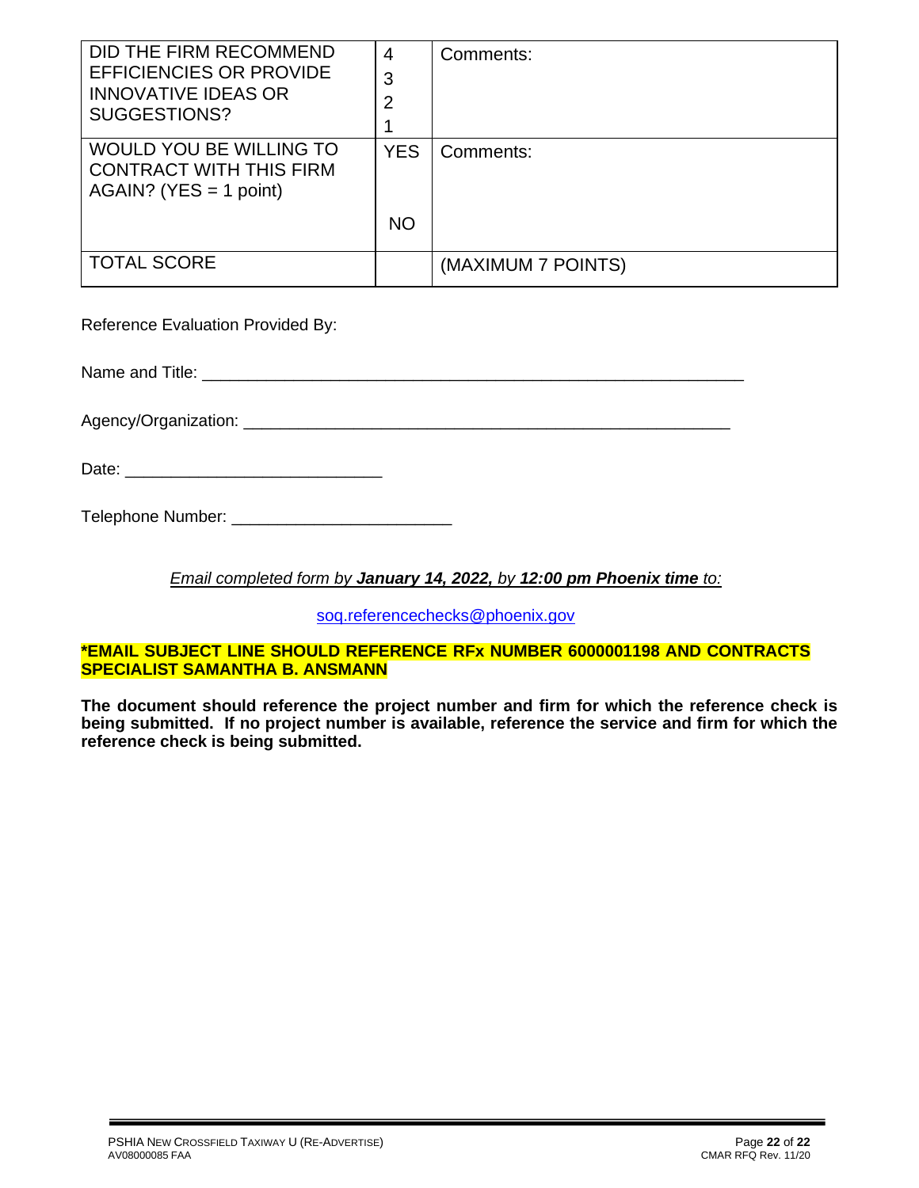| | | |
|---|---|---|
| DID THE FIRM RECOMMEND EFFICIENCIES OR PROVIDE INNOVATIVE IDEAS OR SUGGESTIONS? | 4<br>3<br>2<br>1 | Comments: |
| WOULD YOU BE WILLING TO CONTRACT WITH THIS FIRM AGAIN? (YES = 1 point) | YES<br><br>NO | Comments: |
| TOTAL SCORE | | (MAXIMUM 7 POINTS) |

Reference Evaluation Provided By:

Name and Title: ___________________________________________________________

Agency/Organization: ______________________________________________________

Date: ___________________________

Telephone Number: _______________________

*Email completed form by **January 14, 2022,** by **12:00 pm Phoenix time** to:*

soq.referencechecks@phoenix.gov

***EMAIL SUBJECT LINE SHOULD REFERENCE RFx NUMBER 6000001198 AND CONTRACTS SPECIALIST SAMANTHA B. ANSMANN**

**The document should reference the project number and firm for which the reference check is being submitted. If no project number is available, reference the service and firm for which the reference check is being submitted.**